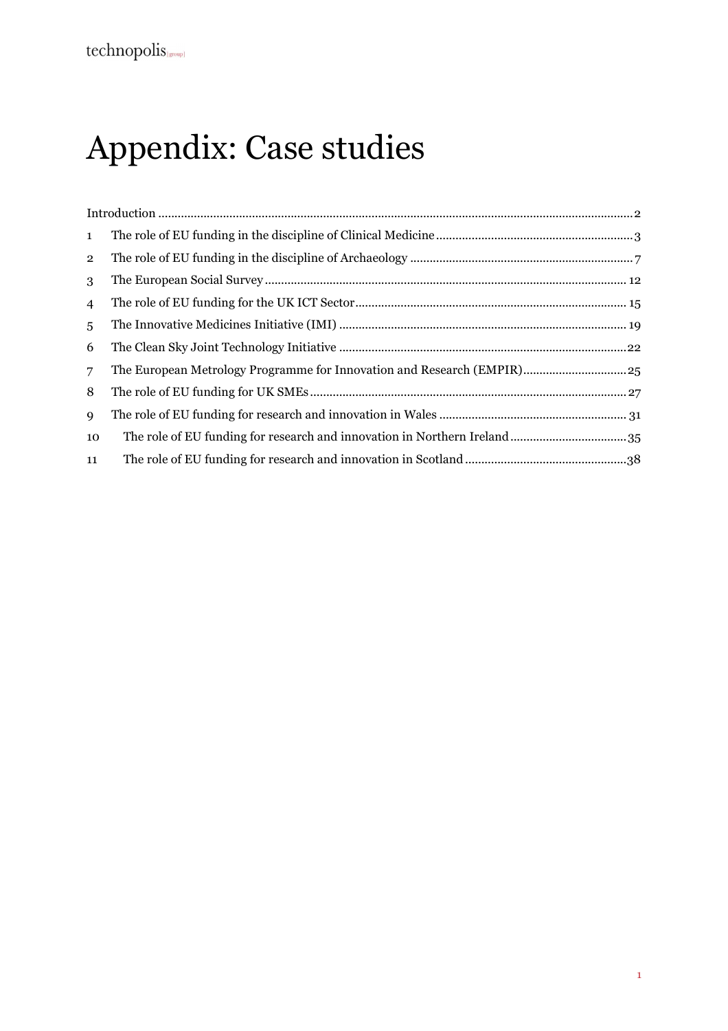# Appendix: Case studies

Introduction ..... 2

1 The role of EU funding in the discipline of Clinical Medicine ..... 3

2 The role of EU funding in the discipline of Archaeology ..... 7

3 The European Social Survey ..... 12

4 The role of EU funding for the UK ICT Sector ..... 15

5 The Innovative Medicines Initiative (IMI) ..... 19

6 The Clean Sky Joint Technology Initiative ..... 22

7 The European Metrology Programme for Innovation and Research (EMPIR) ..... 25

8 The role of EU funding for UK SMEs ..... 27

9 The role of EU funding for research and innovation in Wales ..... 31

10 The role of EU funding for research and innovation in Northern Ireland ..... 35

11 The role of EU funding for research and innovation in Scotland ..... 38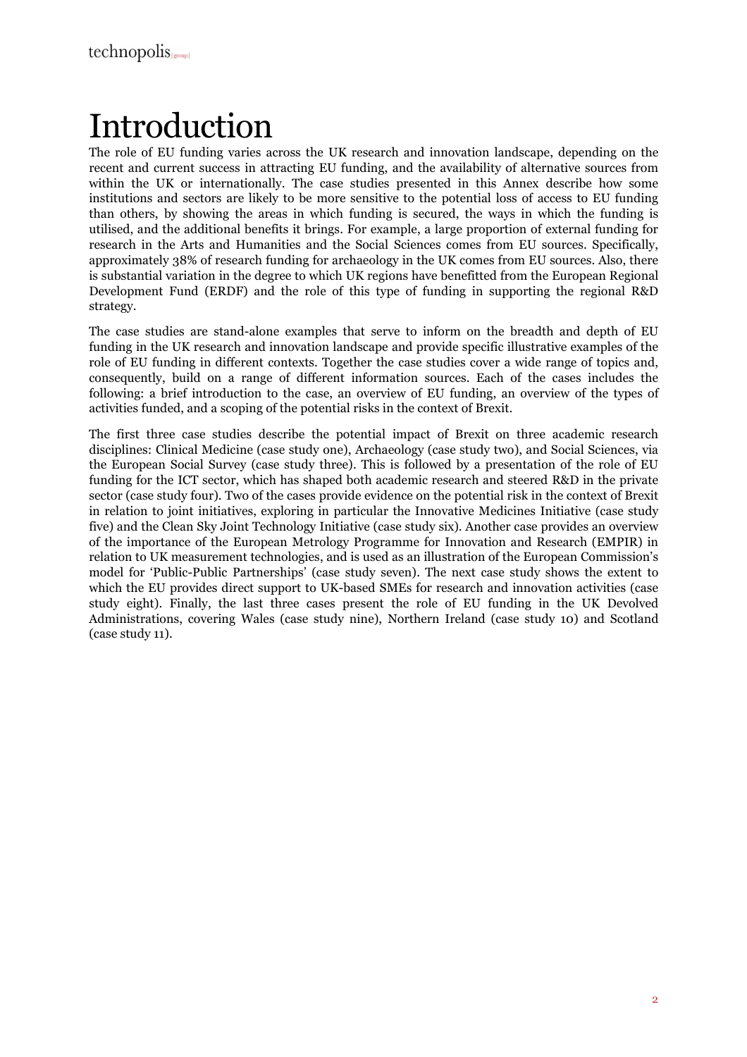# Introduction

The role of EU funding varies across the UK research and innovation landscape, depending on the recent and current success in attracting EU funding, and the availability of alternative sources from within the UK or internationally. The case studies presented in this Annex describe how some institutions and sectors are likely to be more sensitive to the potential loss of access to EU funding than others, by showing the areas in which funding is secured, the ways in which the funding is utilised, and the additional benefits it brings. For example, a large proportion of external funding for research in the Arts and Humanities and the Social Sciences comes from EU sources. Specifically, approximately 38% of research funding for archaeology in the UK comes from EU sources. Also, there is substantial variation in the degree to which UK regions have benefitted from the European Regional Development Fund (ERDF) and the role of this type of funding in supporting the regional R&D strategy.

The case studies are stand-alone examples that serve to inform on the breadth and depth of EU funding in the UK research and innovation landscape and provide specific illustrative examples of the role of EU funding in different contexts. Together the case studies cover a wide range of topics and, consequently, build on a range of different information sources. Each of the cases includes the following: a brief introduction to the case, an overview of EU funding, an overview of the types of activities funded, and a scoping of the potential risks in the context of Brexit.

The first three case studies describe the potential impact of Brexit on three academic research disciplines: Clinical Medicine (case study one), Archaeology (case study two), and Social Sciences, via the European Social Survey (case study three). This is followed by a presentation of the role of EU funding for the ICT sector, which has shaped both academic research and steered R&D in the private sector (case study four). Two of the cases provide evidence on the potential risk in the context of Brexit in relation to joint initiatives, exploring in particular the Innovative Medicines Initiative (case study five) and the Clean Sky Joint Technology Initiative (case study six). Another case provides an overview of the importance of the European Metrology Programme for Innovation and Research (EMPIR) in relation to UK measurement technologies, and is used as an illustration of the European Commission's model for 'Public-Public Partnerships' (case study seven). The next case study shows the extent to which the EU provides direct support to UK-based SMEs for research and innovation activities (case study eight). Finally, the last three cases present the role of EU funding in the UK Devolved Administrations, covering Wales (case study nine), Northern Ireland (case study 10) and Scotland (case study 11).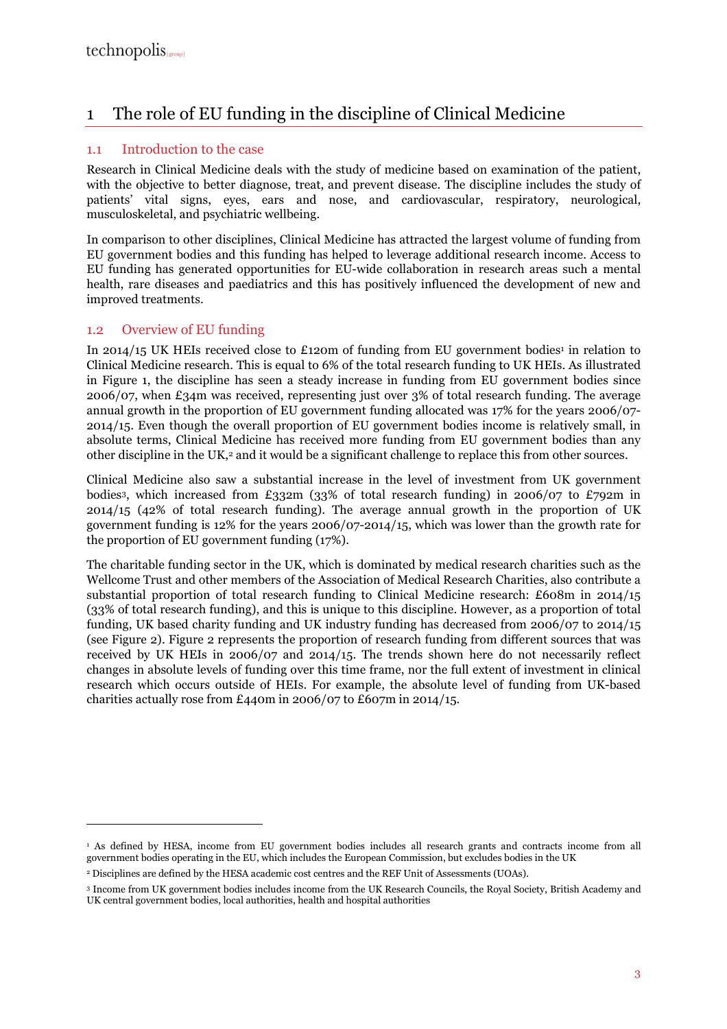# 1 The role of EU funding in the discipline of Clinical Medicine

## 1.1 Introduction to the case

Research in Clinical Medicine deals with the study of medicine based on examination of the patient, with the objective to better diagnose, treat, and prevent disease. The discipline includes the study of patients' vital signs, eyes, ears and nose, and cardiovascular, respiratory, neurological, musculoskeletal, and psychiatric wellbeing.

In comparison to other disciplines, Clinical Medicine has attracted the largest volume of funding from EU government bodies and this funding has helped to leverage additional research income. Access to EU funding has generated opportunities for EU-wide collaboration in research areas such a mental health, rare diseases and paediatrics and this has positively influenced the development of new and improved treatments.

## 1.2 Overview of EU funding

In 2014/15 UK HEIs received close to £120m of funding from EU government bodies[1] in relation to Clinical Medicine research. This is equal to 6% of the total research funding to UK HEIs. As illustrated in Figure 1, the discipline has seen a steady increase in funding from EU government bodies since 2006/07, when £34m was received, representing just over 3% of total research funding. The average annual growth in the proportion of EU government funding allocated was 17% for the years 2006/07-2014/15. Even though the overall proportion of EU government bodies income is relatively small, in absolute terms, Clinical Medicine has received more funding from EU government bodies than any other discipline in the UK,[2] and it would be a significant challenge to replace this from other sources.

Clinical Medicine also saw a substantial increase in the level of investment from UK government bodies[3], which increased from £332m (33% of total research funding) in 2006/07 to £792m in 2014/15 (42% of total research funding). The average annual growth in the proportion of UK government funding is 12% for the years 2006/07-2014/15, which was lower than the growth rate for the proportion of EU government funding (17%).

The charitable funding sector in the UK, which is dominated by medical research charities such as the Wellcome Trust and other members of the Association of Medical Research Charities, also contribute a substantial proportion of total research funding to Clinical Medicine research: £608m in 2014/15 (33% of total research funding), and this is unique to this discipline. However, as a proportion of total funding, UK based charity funding and UK industry funding has decreased from 2006/07 to 2014/15 (see Figure 2). Figure 2 represents the proportion of research funding from different sources that was received by UK HEIs in 2006/07 and 2014/15. The trends shown here do not necessarily reflect changes in absolute levels of funding over this time frame, nor the full extent of investment in clinical research which occurs outside of HEIs. For example, the absolute level of funding from UK-based charities actually rose from £440m in 2006/07 to £607m in 2014/15.

---

[1] As defined by HESA, income from EU government bodies includes all research grants and contracts income from all government bodies operating in the EU, which includes the European Commission, but excludes bodies in the UK

[2] Disciplines are defined by the HESA academic cost centres and the REF Unit of Assessments (UOAs).

[3] Income from UK government bodies includes income from the UK Research Councils, the Royal Society, British Academy and UK central government bodies, local authorities, health and hospital authorities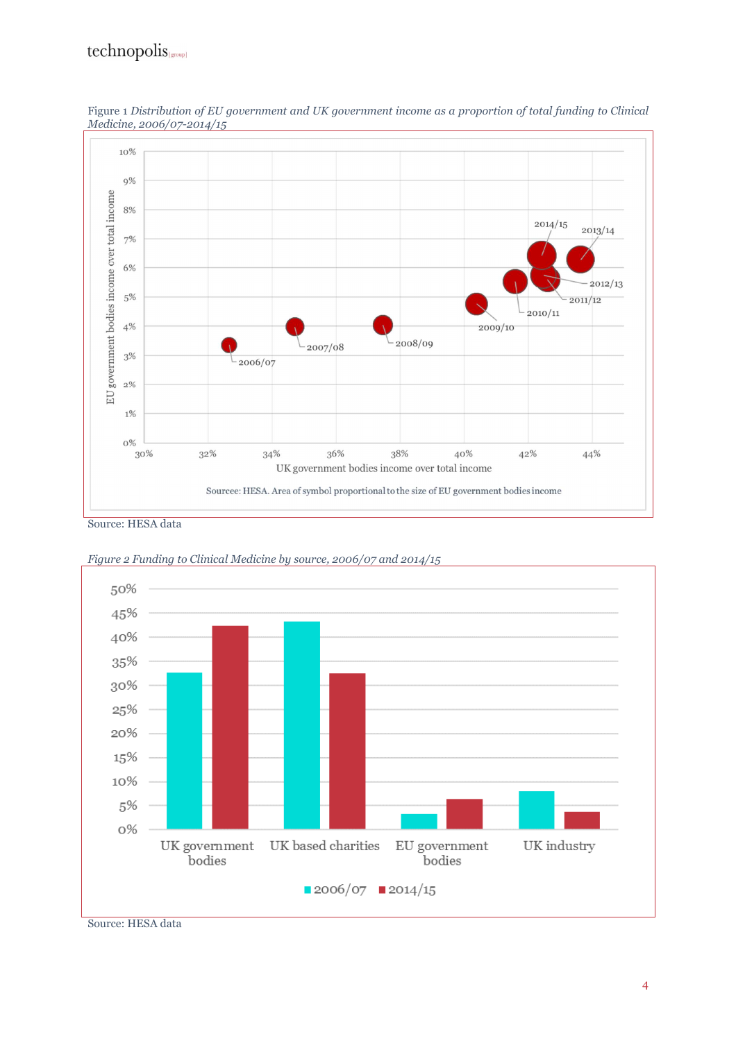Figure 1 *Distribution of EU government and UK government income as a proportion of total funding to Clinical Medicine, 2006/07-2014/15*

Source: HESA data

*Figure 2 Funding to Clinical Medicine by source, 2006/07 and 2014/15*

Source: HESA data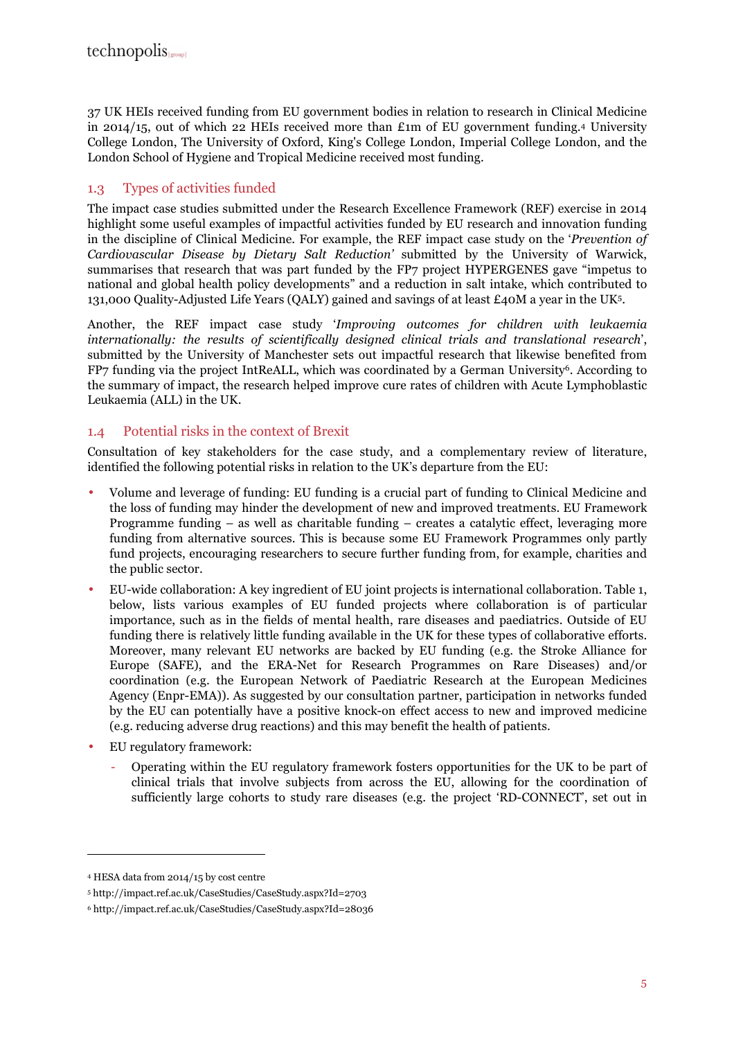37 UK HEIs received funding from EU government bodies in relation to research in Clinical Medicine in 2014/15, out of which 22 HEIs received more than £1m of EU government funding.[4] University College London, The University of Oxford, King's College London, Imperial College London, and the London School of Hygiene and Tropical Medicine received most funding.

## 1.3 Types of activities funded

The impact case studies submitted under the Research Excellence Framework (REF) exercise in 2014 highlight some useful examples of impactful activities funded by EU research and innovation funding in the discipline of Clinical Medicine. For example, the REF impact case study on the '*Prevention of Cardiovascular Disease by Dietary Salt Reduction*' submitted by the University of Warwick, summarises that research that was part funded by the FP7 project HYPERGENES gave "impetus to national and global health policy developments" and a reduction in salt intake, which contributed to 131,000 Quality-Adjusted Life Years (QALY) gained and savings of at least £40M a year in the UK[5].

Another, the REF impact case study '*Improving outcomes for children with leukaemia internationally: the results of scientifically designed clinical trials and translational research*', submitted by the University of Manchester sets out impactful research that likewise benefited from FP7 funding via the project IntReALL, which was coordinated by a German University[6]. According to the summary of impact, the research helped improve cure rates of children with Acute Lymphoblastic Leukaemia (ALL) in the UK.

## 1.4 Potential risks in the context of Brexit

Consultation of key stakeholders for the case study, and a complementary review of literature, identified the following potential risks in relation to the UK's departure from the EU:

- Volume and leverage of funding: EU funding is a crucial part of funding to Clinical Medicine and the loss of funding may hinder the development of new and improved treatments. EU Framework Programme funding – as well as charitable funding – creates a catalytic effect, leveraging more funding from alternative sources. This is because some EU Framework Programmes only partly fund projects, encouraging researchers to secure further funding from, for example, charities and the public sector.
- EU-wide collaboration: A key ingredient of EU joint projects is international collaboration. Table 1, below, lists various examples of EU funded projects where collaboration is of particular importance, such as in the fields of mental health, rare diseases and paediatrics. Outside of EU funding there is relatively little funding available in the UK for these types of collaborative efforts. Moreover, many relevant EU networks are backed by EU funding (e.g. the Stroke Alliance for Europe (SAFE), and the ERA-Net for Research Programmes on Rare Diseases) and/or coordination (e.g. the European Network of Paediatric Research at the European Medicines Agency (Enpr-EMA)). As suggested by our consultation partner, participation in networks funded by the EU can potentially have a positive knock-on effect access to new and improved medicine (e.g. reducing adverse drug reactions) and this may benefit the health of patients.
- EU regulatory framework:
  - Operating within the EU regulatory framework fosters opportunities for the UK to be part of clinical trials that involve subjects from across the EU, allowing for the coordination of sufficiently large cohorts to study rare diseases (e.g. the project 'RD-CONNECT', set out in

[4] HESA data from 2014/15 by cost centre

[5] http://impact.ref.ac.uk/CaseStudies/CaseStudy.aspx?Id=2703

[6] http://impact.ref.ac.uk/CaseStudies/CaseStudy.aspx?Id=28036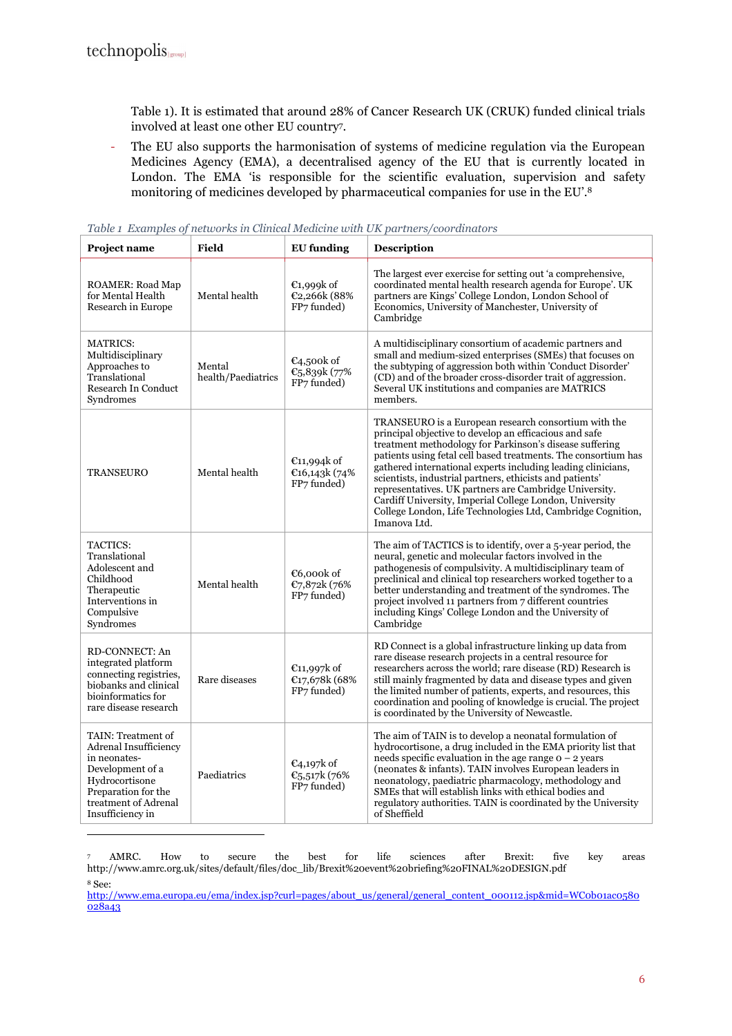Table 1). It is estimated that around 28% of Cancer Research UK (CRUK) funded clinical trials involved at least one other EU country[7].

- The EU also supports the harmonisation of systems of medicine regulation via the European Medicines Agency (EMA), a decentralised agency of the EU that is currently located in London. The EMA 'is responsible for the scientific evaluation, supervision and safety monitoring of medicines developed by pharmaceutical companies for use in the EU'.[8]

*Table 1 Examples of networks in Clinical Medicine with UK partners/coordinators*

| Project name | Field | EU funding | Description |
|---|---|---|---|
| ROAMER: Road Map for Mental Health Research in Europe | Mental health | €1,999k of €2,266k (88% FP7 funded) | The largest ever exercise for setting out 'a comprehensive, coordinated mental health research agenda for Europe'. UK partners are Kings' College London, London School of Economics, University of Manchester, University of Cambridge |
| MATRICS: Multidisciplinary Approaches to Translational Research In Conduct Syndromes | Mental health/Paediatrics | €4,500k of €5,839k (77% FP7 funded) | A multidisciplinary consortium of academic partners and small and medium-sized enterprises (SMEs) that focuses on the subtyping of aggression both within 'Conduct Disorder' (CD) and of the broader cross-disorder trait of aggression. Several UK institutions and companies are MATRICS members. |
| TRANSEURO | Mental health | €11,994k of €16,143k (74% FP7 funded) | TRANSEURO is a European research consortium with the principal objective to develop an efficacious and safe treatment methodology for Parkinson's disease suffering patients using fetal cell based treatments. The consortium has gathered international experts including leading clinicians, scientists, industrial partners, ethicists and patients' representatives. UK partners are Cambridge University. Cardiff University, Imperial College London, University College London, Life Technologies Ltd, Cambridge Cognition, Imanova Ltd. |
| TACTICS: Translational Adolescent and Childhood Therapeutic Interventions in Compulsive Syndromes | Mental health | €6,000k of €7,872k (76% FP7 funded) | The aim of TACTICS is to identify, over a 5-year period, the neural, genetic and molecular factors involved in the pathogenesis of compulsivity. A multidisciplinary team of preclinical and clinical top researchers worked together to a better understanding and treatment of the syndromes. The project involved 11 partners from 7 different countries including Kings' College London and the University of Cambridge |
| RD-CONNECT: An integrated platform connecting registries, biobanks and clinical bioinformatics for rare disease research | Rare diseases | €11,997k of €17,678k (68% FP7 funded) | RD Connect is a global infrastructure linking up data from rare disease research projects in a central resource for researchers across the world; rare disease (RD) Research is still mainly fragmented by data and disease types and given the limited number of patients, experts, and resources, this coordination and pooling of knowledge is crucial. The project is coordinated by the University of Newcastle. |
| TAIN: Treatment of Adrenal Insufficiency in neonates-Development of a Hydrocortisone Preparation for the treatment of Adrenal Insufficiency in | Paediatrics | €4,197k of €5,517k (76% FP7 funded) | The aim of TAIN is to develop a neonatal formulation of hydrocortisone, a drug included in the EMA priority list that needs specific evaluation in the age range 0 – 2 years (neonates & infants). TAIN involves European leaders in neonatology, paediatric pharmacology, methodology and SMEs that will establish links with ethical bodies and regulatory authorities. TAIN is coordinated by the University of Sheffield |

[7] AMRC. How to secure the best for life sciences after Brexit: five key areas http://www.amrc.org.uk/sites/default/files/doc_lib/Brexit%20event%20briefing%20FINAL%20DESIGN.pdf

[8] See: http://www.ema.europa.eu/ema/index.jsp?curl=pages/about_us/general/general_content_000112.jsp&mid=WC0b01ac0580028a43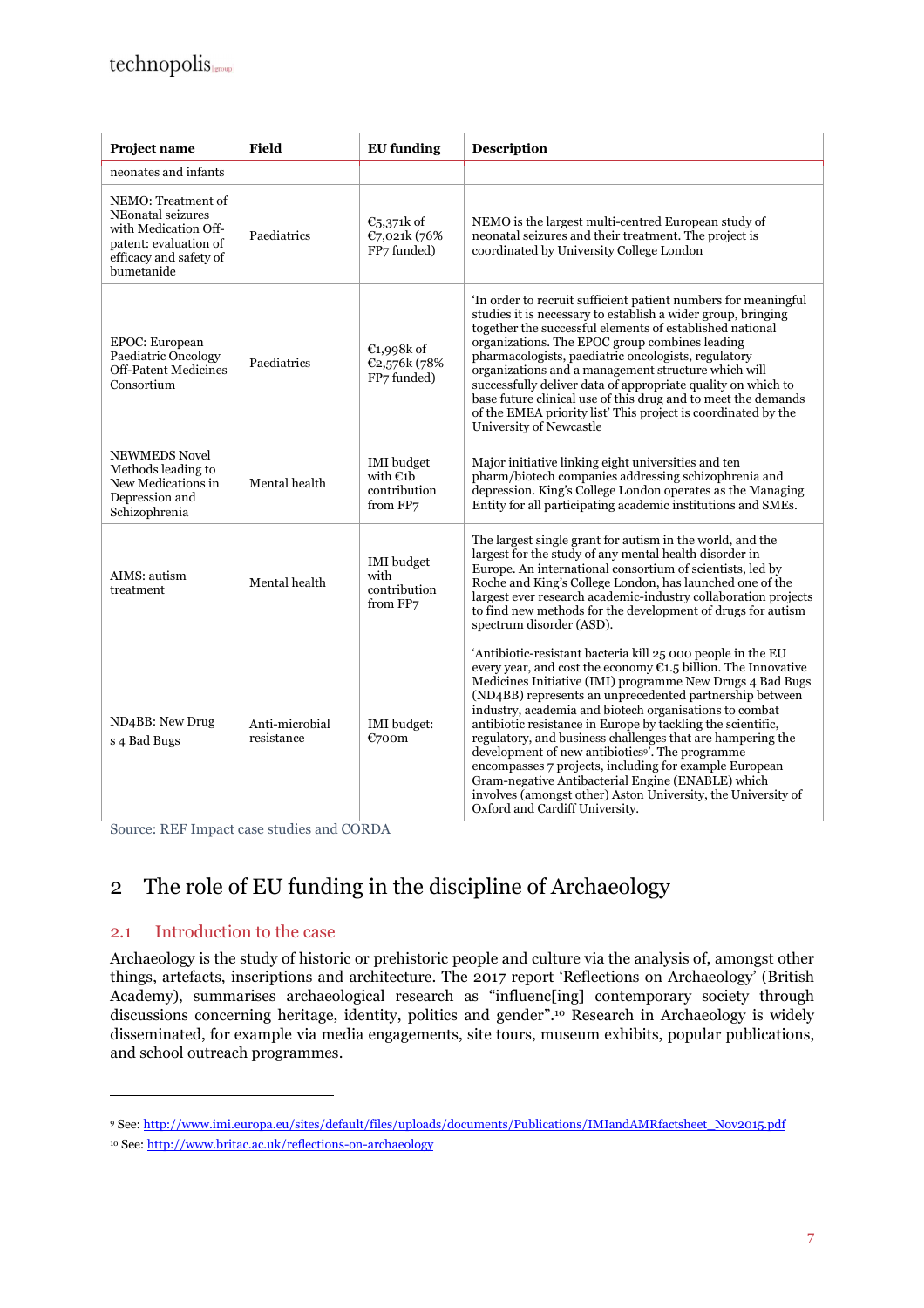| Project name | Field | EU funding | Description |
| --- | --- | --- | --- |
| neonates and infants | | | |
| NEMO: Treatment of NEonatal seizures with Medication Off-patent: evaluation of efficacy and safety of bumetanide | Paediatrics | €5,371k of €7,021k (76% FP7 funded) | NEMO is the largest multi-centred European study of neonatal seizures and their treatment. The project is coordinated by University College London |
| EPOC: European Paediatric Oncology Off-Patent Medicines Consortium | Paediatrics | €1,998k of €2,576k (78% FP7 funded) | 'In order to recruit sufficient patient numbers for meaningful studies it is necessary to establish a wider group, bringing together the successful elements of established national organizations. The EPOC group combines leading pharmacologists, paediatric oncologists, regulatory organizations and a management structure which will successfully deliver data of appropriate quality on which to base future clinical use of this drug and to meet the demands of the EMEA priority list' This project is coordinated by the University of Newcastle |
| NEWMEDS Novel Methods leading to New Medications in Depression and Schizophrenia | Mental health | IMI budget with €1b contribution from FP7 | Major initiative linking eight universities and ten pharm/biotech companies addressing schizophrenia and depression. King's College London operates as the Managing Entity for all participating academic institutions and SMEs. |
| AIMS: autism treatment | Mental health | IMI budget with contribution from FP7 | The largest single grant for autism in the world, and the largest for the study of any mental health disorder in Europe. An international consortium of scientists, led by Roche and King's College London, has launched one of the largest ever research academic-industry collaboration projects to find new methods for the development of drugs for autism spectrum disorder (ASD). |
| ND4BB: New Drug s 4 Bad Bugs | Anti-microbial resistance | IMI budget: €700m | 'Antibiotic-resistant bacteria kill 25 000 people in the EU every year, and cost the economy €1.5 billion. The Innovative Medicines Initiative (IMI) programme New Drugs 4 Bad Bugs (ND4BB) represents an unprecedented partnership between industry, academia and biotech organisations to combat antibiotic resistance in Europe by tackling the scientific, regulatory, and business challenges that are hampering the development of new antibiotics[9]'. The programme encompasses 7 projects, including for example European Gram-negative Antibacterial Engine (ENABLE) which involves (amongst other) Aston University, the University of Oxford and Cardiff University. |

Source: REF Impact case studies and CORDA

# 2 The role of EU funding in the discipline of Archaeology

## 2.1 Introduction to the case

Archaeology is the study of historic or prehistoric people and culture via the analysis of, amongst other things, artefacts, inscriptions and architecture. The 2017 report 'Reflections on Archaeology' (British Academy), summarises archaeological research as "influenc[ing] contemporary society through discussions concerning heritage, identity, politics and gender".[10] Research in Archaeology is widely disseminated, for example via media engagements, site tours, museum exhibits, popular publications, and school outreach programmes.

[9] See: http://www.imi.europa.eu/sites/default/files/uploads/documents/Publications/IMIandAMRfactsheet_Nov2015.pdf

[10] See: http://www.britac.ac.uk/reflections-on-archaeology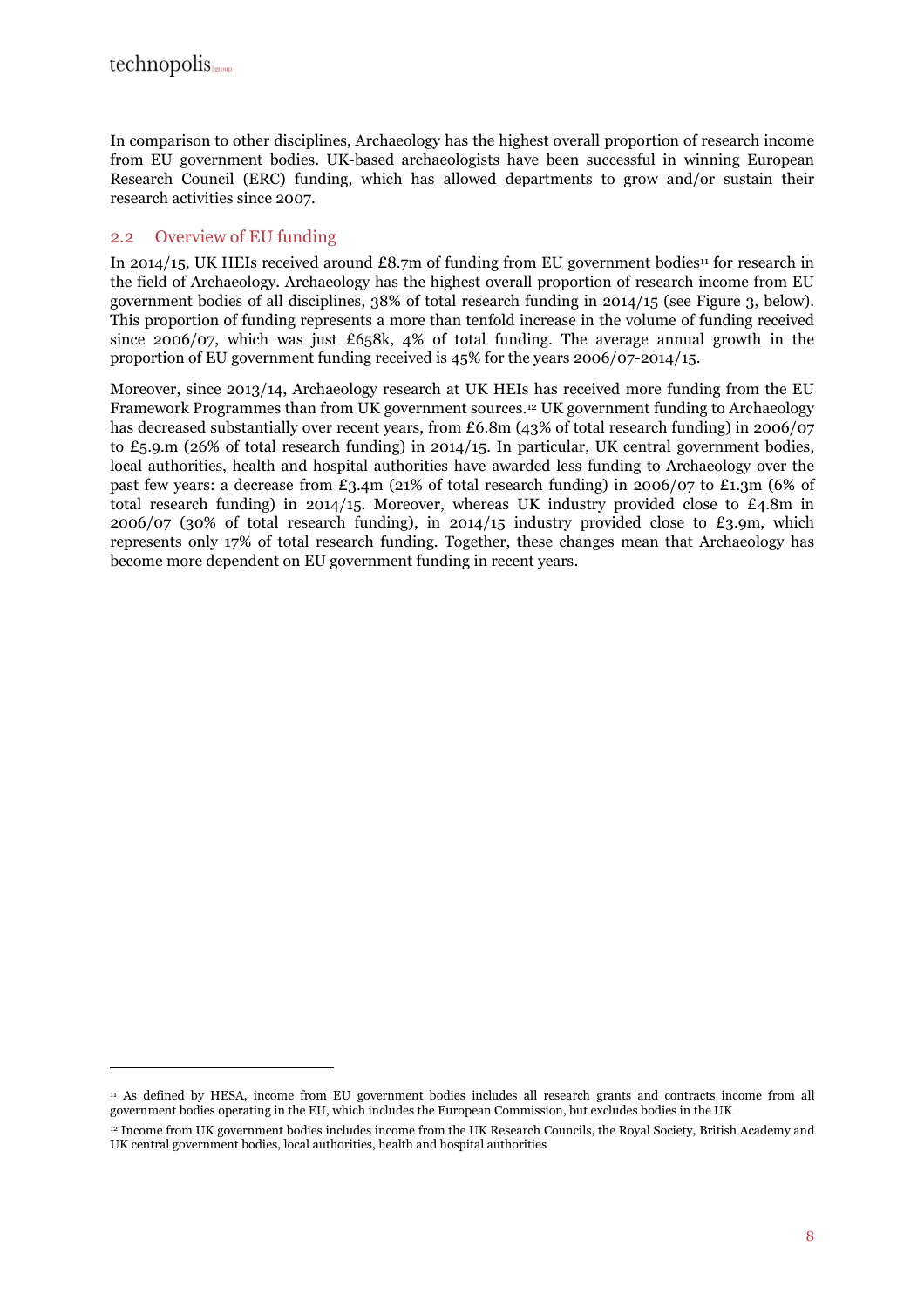In comparison to other disciplines, Archaeology has the highest overall proportion of research income from EU government bodies. UK-based archaeologists have been successful in winning European Research Council (ERC) funding, which has allowed departments to grow and/or sustain their research activities since 2007.

## 2.2 Overview of EU funding

In 2014/15, UK HEIs received around £8.7m of funding from EU government bodies[11] for research in the field of Archaeology. Archaeology has the highest overall proportion of research income from EU government bodies of all disciplines, 38% of total research funding in 2014/15 (see Figure 3, below). This proportion of funding represents a more than tenfold increase in the volume of funding received since 2006/07, which was just £658k, 4% of total funding. The average annual growth in the proportion of EU government funding received is 45% for the years 2006/07-2014/15.

Moreover, since 2013/14, Archaeology research at UK HEIs has received more funding from the EU Framework Programmes than from UK government sources.[12] UK government funding to Archaeology has decreased substantially over recent years, from £6.8m (43% of total research funding) in 2006/07 to £5.9.m (26% of total research funding) in 2014/15. In particular, UK central government bodies, local authorities, health and hospital authorities have awarded less funding to Archaeology over the past few years: a decrease from £3.4m (21% of total research funding) in 2006/07 to £1.3m (6% of total research funding) in 2014/15. Moreover, whereas UK industry provided close to £4.8m in 2006/07 (30% of total research funding), in 2014/15 industry provided close to £3.9m, which represents only 17% of total research funding. Together, these changes mean that Archaeology has become more dependent on EU government funding in recent years.

---

[11] As defined by HESA, income from EU government bodies includes all research grants and contracts income from all government bodies operating in the EU, which includes the European Commission, but excludes bodies in the UK

[12] Income from UK government bodies includes income from the UK Research Councils, the Royal Society, British Academy and UK central government bodies, local authorities, health and hospital authorities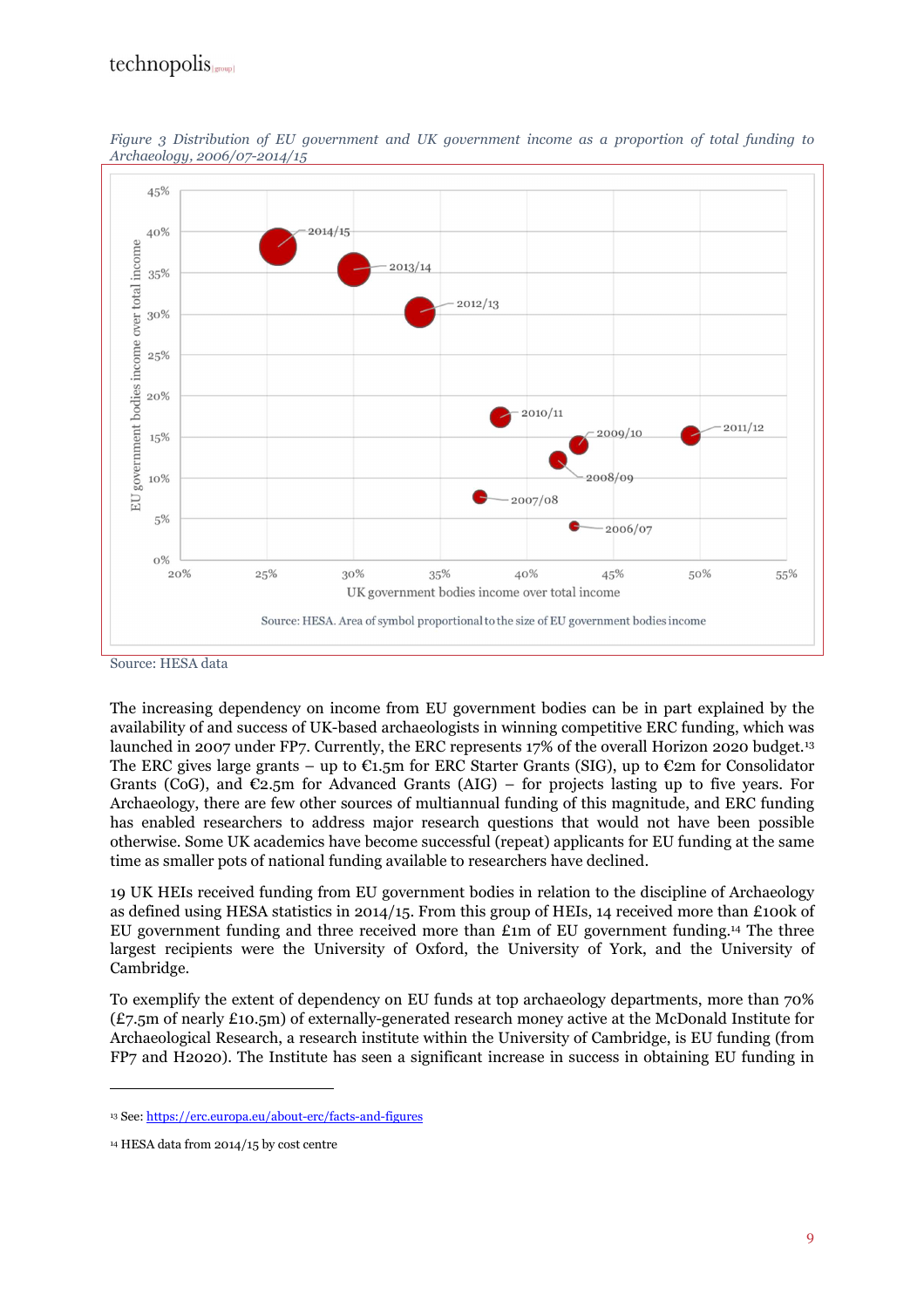*Figure 3 Distribution of EU government and UK government income as a proportion of total funding to Archaeology, 2006/07-2014/15*

Source: HESA data

The increasing dependency on income from EU government bodies can be in part explained by the availability of and success of UK-based archaeologists in winning competitive ERC funding, which was launched in 2007 under FP7. Currently, the ERC represents 17% of the overall Horizon 2020 budget.[13] The ERC gives large grants – up to €1.5m for ERC Starter Grants (SIG), up to €2m for Consolidator Grants (CoG), and €2.5m for Advanced Grants (AIG) – for projects lasting up to five years. For Archaeology, there are few other sources of multiannual funding of this magnitude, and ERC funding has enabled researchers to address major research questions that would not have been possible otherwise. Some UK academics have become successful (repeat) applicants for EU funding at the same time as smaller pots of national funding available to researchers have declined.

19 UK HEIs received funding from EU government bodies in relation to the discipline of Archaeology as defined using HESA statistics in 2014/15. From this group of HEIs, 14 received more than £100k of EU government funding and three received more than £1m of EU government funding.[14] The three largest recipients were the University of Oxford, the University of York, and the University of Cambridge.

To exemplify the extent of dependency on EU funds at top archaeology departments, more than 70% (£7.5m of nearly £10.5m) of externally-generated research money active at the McDonald Institute for Archaeological Research, a research institute within the University of Cambridge, is EU funding (from FP7 and H2020). The Institute has seen a significant increase in success in obtaining EU funding in

[13] See: https://erc.europa.eu/about-erc/facts-and-figures

[14] HESA data from 2014/15 by cost centre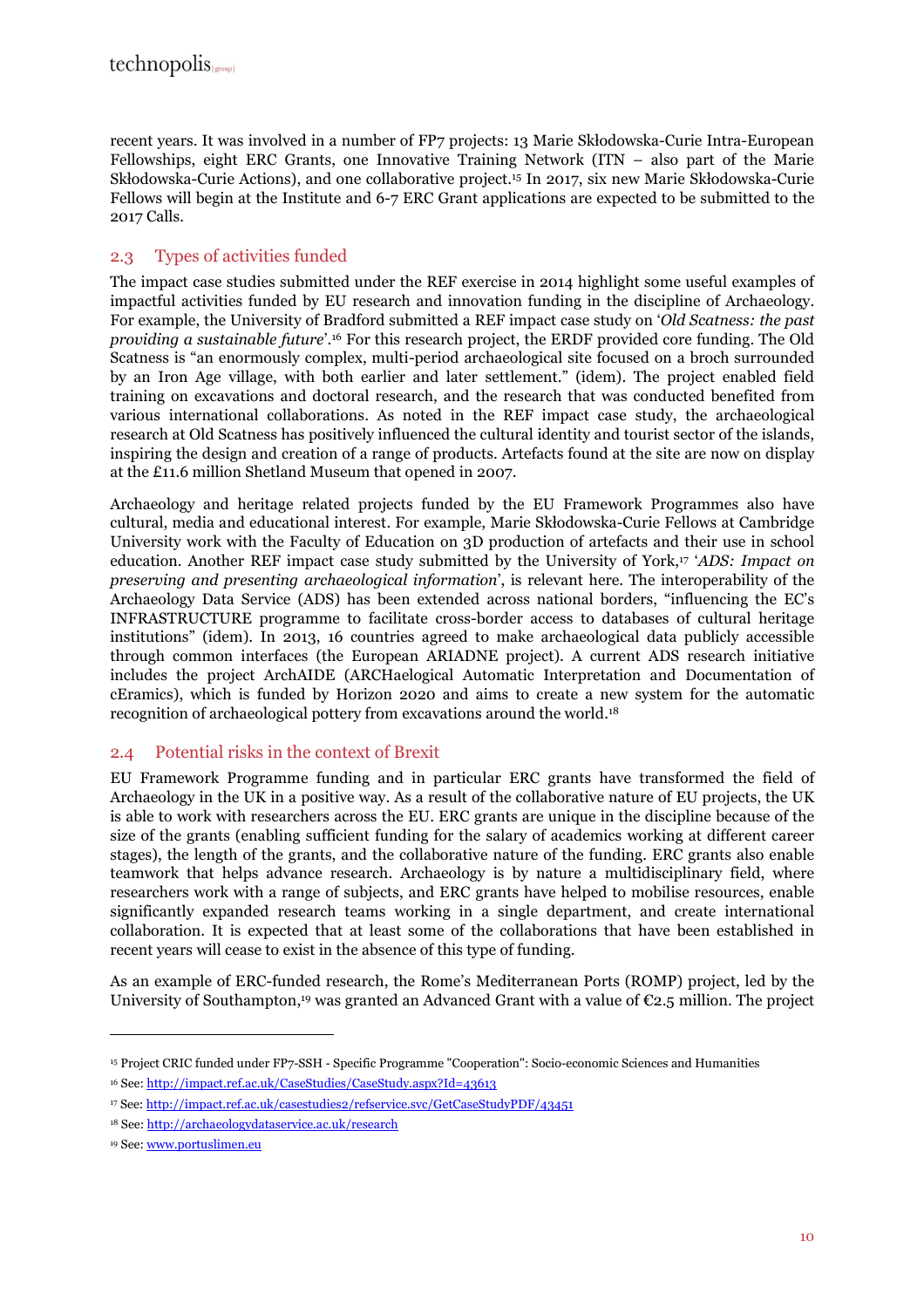recent years. It was involved in a number of FP7 projects: 13 Marie Skłodowska-Curie Intra-European Fellowships, eight ERC Grants, one Innovative Training Network (ITN – also part of the Marie Skłodowska-Curie Actions), and one collaborative project.[15] In 2017, six new Marie Skłodowska-Curie Fellows will begin at the Institute and 6-7 ERC Grant applications are expected to be submitted to the 2017 Calls.

## 2.3 Types of activities funded

The impact case studies submitted under the REF exercise in 2014 highlight some useful examples of impactful activities funded by EU research and innovation funding in the discipline of Archaeology. For example, the University of Bradford submitted a REF impact case study on '*Old Scatness: the past providing a sustainable future*'.[16] For this research project, the ERDF provided core funding. The Old Scatness is "an enormously complex, multi-period archaeological site focused on a broch surrounded by an Iron Age village, with both earlier and later settlement." (idem). The project enabled field training on excavations and doctoral research, and the research that was conducted benefited from various international collaborations. As noted in the REF impact case study, the archaeological research at Old Scatness has positively influenced the cultural identity and tourist sector of the islands, inspiring the design and creation of a range of products. Artefacts found at the site are now on display at the £11.6 million Shetland Museum that opened in 2007.

Archaeology and heritage related projects funded by the EU Framework Programmes also have cultural, media and educational interest. For example, Marie Skłodowska-Curie Fellows at Cambridge University work with the Faculty of Education on 3D production of artefacts and their use in school education. Another REF impact case study submitted by the University of York,[17] '*ADS: Impact on preserving and presenting archaeological information*', is relevant here. The interoperability of the Archaeology Data Service (ADS) has been extended across national borders, "influencing the EC's INFRASTRUCTURE programme to facilitate cross-border access to databases of cultural heritage institutions" (idem). In 2013, 16 countries agreed to make archaeological data publicly accessible through common interfaces (the European ARIADNE project). A current ADS research initiative includes the project ArchAIDE (ARCHaelogical Automatic Interpretation and Documentation of cEramics), which is funded by Horizon 2020 and aims to create a new system for the automatic recognition of archaeological pottery from excavations around the world.[18]

## 2.4 Potential risks in the context of Brexit

EU Framework Programme funding and in particular ERC grants have transformed the field of Archaeology in the UK in a positive way. As a result of the collaborative nature of EU projects, the UK is able to work with researchers across the EU. ERC grants are unique in the discipline because of the size of the grants (enabling sufficient funding for the salary of academics working at different career stages), the length of the grants, and the collaborative nature of the funding. ERC grants also enable teamwork that helps advance research. Archaeology is by nature a multidisciplinary field, where researchers work with a range of subjects, and ERC grants have helped to mobilise resources, enable significantly expanded research teams working in a single department, and create international collaboration. It is expected that at least some of the collaborations that have been established in recent years will cease to exist in the absence of this type of funding.

As an example of ERC-funded research, the Rome's Mediterranean Ports (ROMP) project, led by the University of Southampton,[19] was granted an Advanced Grant with a value of €2.5 million. The project

---

[15] Project CRIC funded under FP7-SSH - Specific Programme "Cooperation": Socio-economic Sciences and Humanities

[16] See: http://impact.ref.ac.uk/CaseStudies/CaseStudy.aspx?Id=43613

[17] See: http://impact.ref.ac.uk/casestudies2/refservice.svc/GetCaseStudyPDF/43451

[18] See: http://archaeologydataservice.ac.uk/research

[19] See: www.portuslimen.eu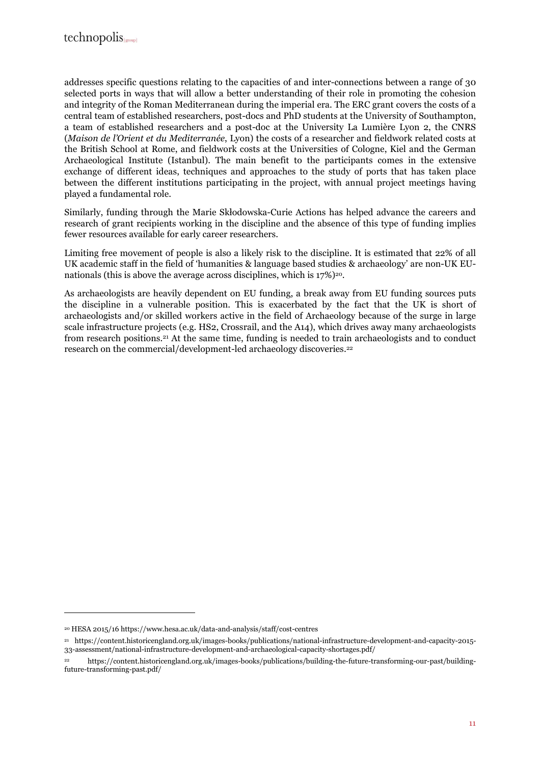addresses specific questions relating to the capacities of and inter-connections between a range of 30 selected ports in ways that will allow a better understanding of their role in promoting the cohesion and integrity of the Roman Mediterranean during the imperial era. The ERC grant covers the costs of a central team of established researchers, post-docs and PhD students at the University of Southampton, a team of established researchers and a post-doc at the University La Lumière Lyon 2, the CNRS (*Maison de l'Orient et du Mediterranée*, Lyon) the costs of a researcher and fieldwork related costs at the British School at Rome, and fieldwork costs at the Universities of Cologne, Kiel and the German Archaeological Institute (Istanbul). The main benefit to the participants comes in the extensive exchange of different ideas, techniques and approaches to the study of ports that has taken place between the different institutions participating in the project, with annual project meetings having played a fundamental role.

Similarly, funding through the Marie Skłodowska-Curie Actions has helped advance the careers and research of grant recipients working in the discipline and the absence of this type of funding implies fewer resources available for early career researchers.

Limiting free movement of people is also a likely risk to the discipline. It is estimated that 22% of all UK academic staff in the field of 'humanities & language based studies & archaeology' are non-UK EU-nationals (this is above the average across disciplines, which is 17%)[20].

As archaeologists are heavily dependent on EU funding, a break away from EU funding sources puts the discipline in a vulnerable position. This is exacerbated by the fact that the UK is short of archaeologists and/or skilled workers active in the field of Archaeology because of the surge in large scale infrastructure projects (e.g. HS2, Crossrail, and the A14), which drives away many archaeologists from research positions.[21] At the same time, funding is needed to train archaeologists and to conduct research on the commercial/development-led archaeology discoveries.[22]

---

[20] HESA 2015/16 https://www.hesa.ac.uk/data-and-analysis/staff/cost-centres

[21] https://content.historicengland.org.uk/images-books/publications/national-infrastructure-development-and-capacity-2015-33-assessment/national-infrastructure-development-and-archaeological-capacity-shortages.pdf/

[22] https://content.historicengland.org.uk/images-books/publications/building-the-future-transforming-our-past/building-future-transforming-past.pdf/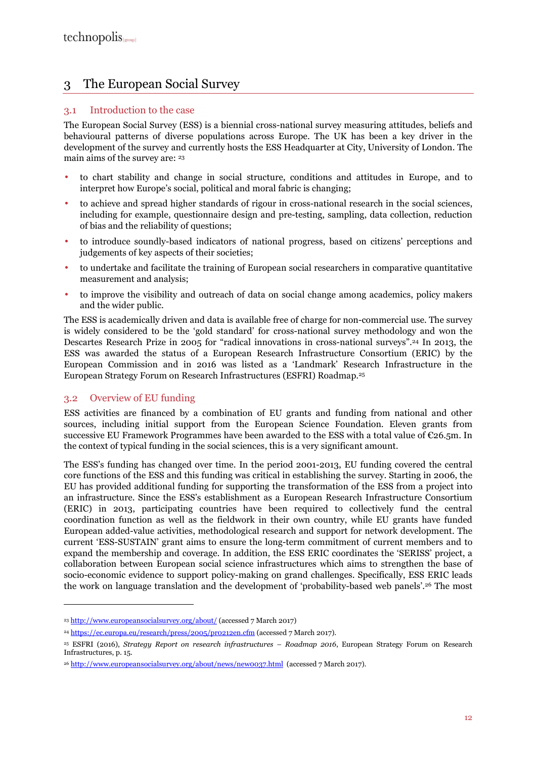# 3 The European Social Survey

## 3.1 Introduction to the case

The European Social Survey (ESS) is a biennial cross-national survey measuring attitudes, beliefs and behavioural patterns of diverse populations across Europe. The UK has been a key driver in the development of the survey and currently hosts the ESS Headquarter at City, University of London. The main aims of the survey are: [23]

- to chart stability and change in social structure, conditions and attitudes in Europe, and to interpret how Europe's social, political and moral fabric is changing;
- to achieve and spread higher standards of rigour in cross-national research in the social sciences, including for example, questionnaire design and pre-testing, sampling, data collection, reduction of bias and the reliability of questions;
- to introduce soundly-based indicators of national progress, based on citizens' perceptions and judgements of key aspects of their societies;
- to undertake and facilitate the training of European social researchers in comparative quantitative measurement and analysis;
- to improve the visibility and outreach of data on social change among academics, policy makers and the wider public.

The ESS is academically driven and data is available free of charge for non-commercial use. The survey is widely considered to be the 'gold standard' for cross-national survey methodology and won the Descartes Research Prize in 2005 for "radical innovations in cross-national surveys".[24] In 2013, the ESS was awarded the status of a European Research Infrastructure Consortium (ERIC) by the European Commission and in 2016 was listed as a 'Landmark' Research Infrastructure in the European Strategy Forum on Research Infrastructures (ESFRI) Roadmap.[25]

## 3.2 Overview of EU funding

ESS activities are financed by a combination of EU grants and funding from national and other sources, including initial support from the European Science Foundation. Eleven grants from successive EU Framework Programmes have been awarded to the ESS with a total value of €26.5m. In the context of typical funding in the social sciences, this is a very significant amount.

The ESS's funding has changed over time. In the period 2001-2013, EU funding covered the central core functions of the ESS and this funding was critical in establishing the survey. Starting in 2006, the EU has provided additional funding for supporting the transformation of the ESS from a project into an infrastructure. Since the ESS's establishment as a European Research Infrastructure Consortium (ERIC) in 2013, participating countries have been required to collectively fund the central coordination function as well as the fieldwork in their own country, while EU grants have funded European added-value activities, methodological research and support for network development. The current 'ESS-SUSTAIN' grant aims to ensure the long-term commitment of current members and to expand the membership and coverage. In addition, the ESS ERIC coordinates the 'SERISS' project, a collaboration between European social science infrastructures which aims to strengthen the base of socio-economic evidence to support policy-making on grand challenges. Specifically, ESS ERIC leads the work on language translation and the development of 'probability-based web panels'.[26] The most

---

[23] http://www.europeansocialsurvey.org/about/ (accessed 7 March 2017)

[24] https://ec.europa.eu/research/press/2005/pr0212en.cfm (accessed 7 March 2017).

[25] ESFRI (2016), *Strategy Report on research infrastructures – Roadmap 2016*, European Strategy Forum on Research Infrastructures, p. 15.

[26] http://www.europeansocialsurvey.org/about/news/new0037.html (accessed 7 March 2017).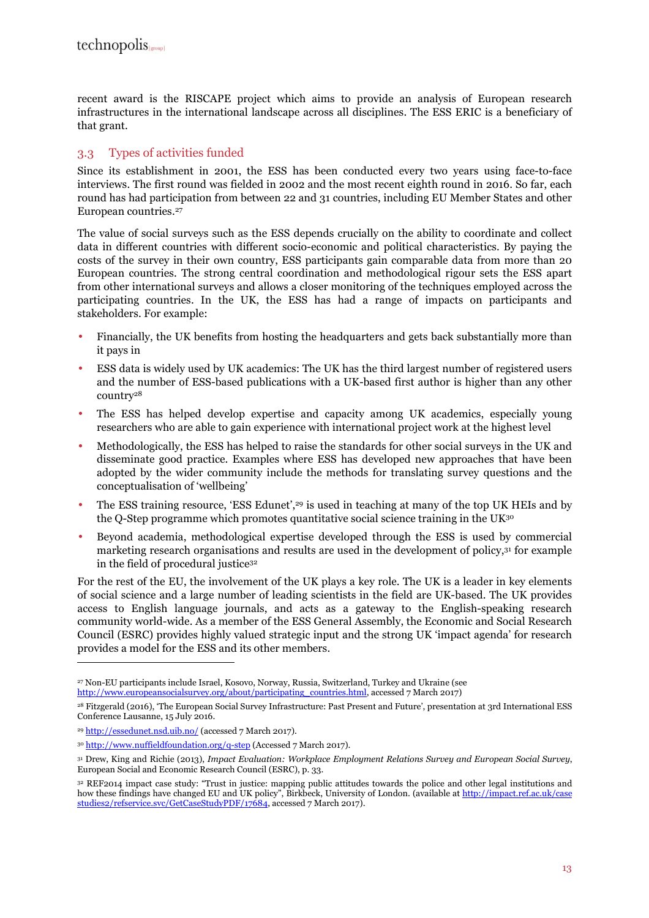recent award is the RISCAPE project which aims to provide an analysis of European research infrastructures in the international landscape across all disciplines. The ESS ERIC is a beneficiary of that grant.

## 3.3 Types of activities funded

Since its establishment in 2001, the ESS has been conducted every two years using face-to-face interviews. The first round was fielded in 2002 and the most recent eighth round in 2016. So far, each round has had participation from between 22 and 31 countries, including EU Member States and other European countries.[27]

The value of social surveys such as the ESS depends crucially on the ability to coordinate and collect data in different countries with different socio-economic and political characteristics. By paying the costs of the survey in their own country, ESS participants gain comparable data from more than 20 European countries. The strong central coordination and methodological rigour sets the ESS apart from other international surveys and allows a closer monitoring of the techniques employed across the participating countries. In the UK, the ESS has had a range of impacts on participants and stakeholders. For example:

- Financially, the UK benefits from hosting the headquarters and gets back substantially more than it pays in
- ESS data is widely used by UK academics: The UK has the third largest number of registered users and the number of ESS-based publications with a UK-based first author is higher than any other country[28]
- The ESS has helped develop expertise and capacity among UK academics, especially young researchers who are able to gain experience with international project work at the highest level
- Methodologically, the ESS has helped to raise the standards for other social surveys in the UK and disseminate good practice. Examples where ESS has developed new approaches that have been adopted by the wider community include the methods for translating survey questions and the conceptualisation of 'wellbeing'
- The ESS training resource, 'ESS Edunet',[29] is used in teaching at many of the top UK HEIs and by the Q-Step programme which promotes quantitative social science training in the UK[30]
- Beyond academia, methodological expertise developed through the ESS is used by commercial marketing research organisations and results are used in the development of policy,[31] for example in the field of procedural justice[32]

For the rest of the EU, the involvement of the UK plays a key role. The UK is a leader in key elements of social science and a large number of leading scientists in the field are UK-based. The UK provides access to English language journals, and acts as a gateway to the English-speaking research community world-wide. As a member of the ESS General Assembly, the Economic and Social Research Council (ESRC) provides highly valued strategic input and the strong UK 'impact agenda' for research provides a model for the ESS and its other members.

---

[27] Non-EU participants include Israel, Kosovo, Norway, Russia, Switzerland, Turkey and Ukraine (see http://www.europeansocialsurvey.org/about/participating_countries.html, accessed 7 March 2017)

[28] Fitzgerald (2016), 'The European Social Survey Infrastructure: Past Present and Future', presentation at 3rd International ESS Conference Lausanne, 15 July 2016.

[29] http://essedunet.nsd.uib.no/ (accessed 7 March 2017).

[30] http://www.nuffieldfoundation.org/q-step (Accessed 7 March 2017).

[31] Drew, King and Richie (2013), *Impact Evaluation: Workplace Employment Relations Survey and European Social Survey*, European Social and Economic Research Council (ESRC), p. 33.

[32] REF2014 impact case study: "Trust in justice: mapping public attitudes towards the police and other legal institutions and how these findings have changed EU and UK policy", Birkbeck, University of London. (available at http://impact.ref.ac.uk/casestudies2/refservice.svc/GetCaseStudyPDF/17684, accessed 7 March 2017).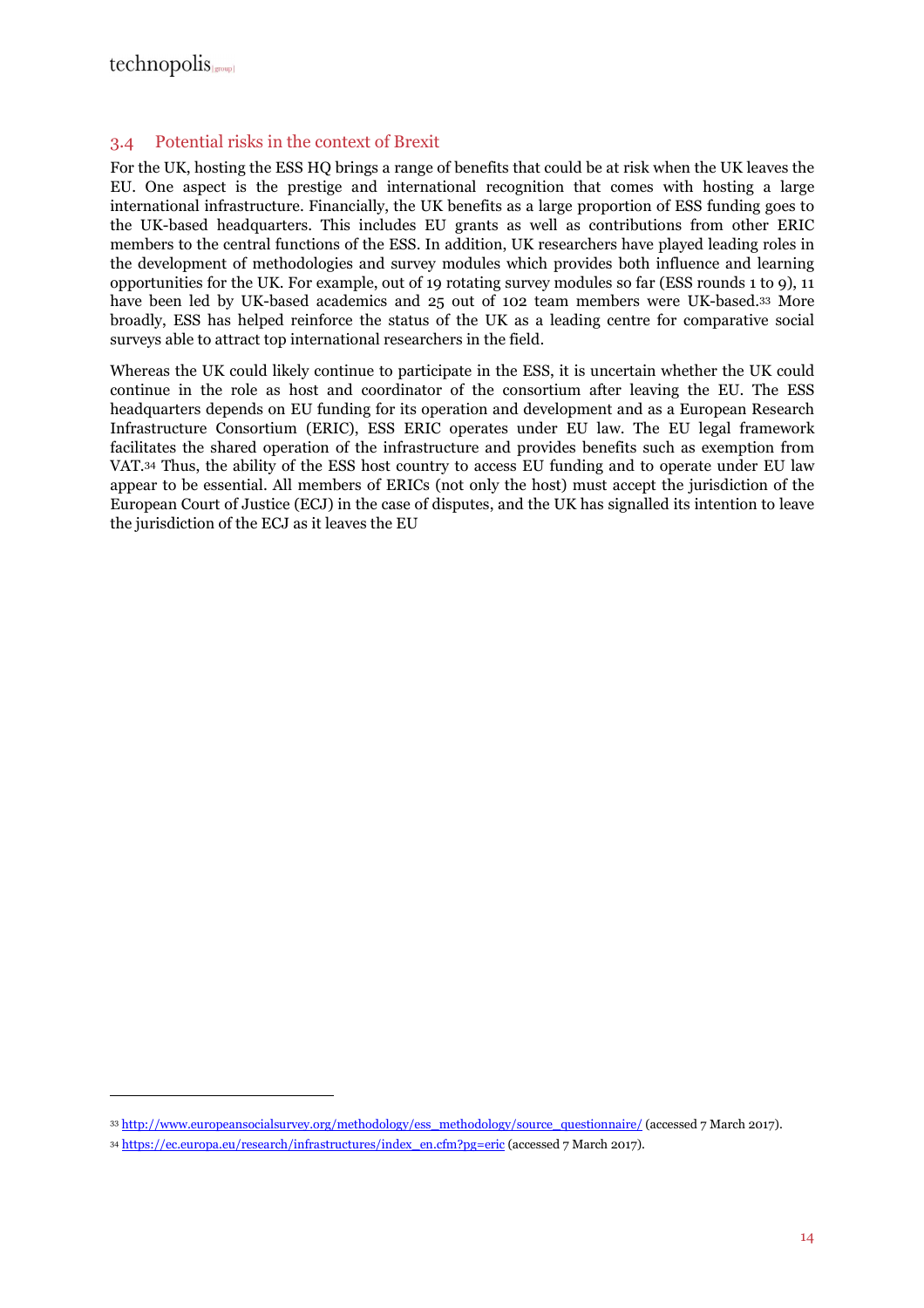### 3.4 Potential risks in the context of Brexit

For the UK, hosting the ESS HQ brings a range of benefits that could be at risk when the UK leaves the EU. One aspect is the prestige and international recognition that comes with hosting a large international infrastructure. Financially, the UK benefits as a large proportion of ESS funding goes to the UK-based headquarters. This includes EU grants as well as contributions from other ERIC members to the central functions of the ESS. In addition, UK researchers have played leading roles in the development of methodologies and survey modules which provides both influence and learning opportunities for the UK. For example, out of 19 rotating survey modules so far (ESS rounds 1 to 9), 11 have been led by UK-based academics and 25 out of 102 team members were UK-based.[33] More broadly, ESS has helped reinforce the status of the UK as a leading centre for comparative social surveys able to attract top international researchers in the field.

Whereas the UK could likely continue to participate in the ESS, it is uncertain whether the UK could continue in the role as host and coordinator of the consortium after leaving the EU. The ESS headquarters depends on EU funding for its operation and development and as a European Research Infrastructure Consortium (ERIC), ESS ERIC operates under EU law. The EU legal framework facilitates the shared operation of the infrastructure and provides benefits such as exemption from VAT.[34] Thus, the ability of the ESS host country to access EU funding and to operate under EU law appear to be essential. All members of ERICs (not only the host) must accept the jurisdiction of the European Court of Justice (ECJ) in the case of disputes, and the UK has signalled its intention to leave the jurisdiction of the ECJ as it leaves the EU

---

[33] http://www.europeansocialsurvey.org/methodology/ess_methodology/source_questionnaire/ (accessed 7 March 2017).

[34] https://ec.europa.eu/research/infrastructures/index_en.cfm?pg=eric (accessed 7 March 2017).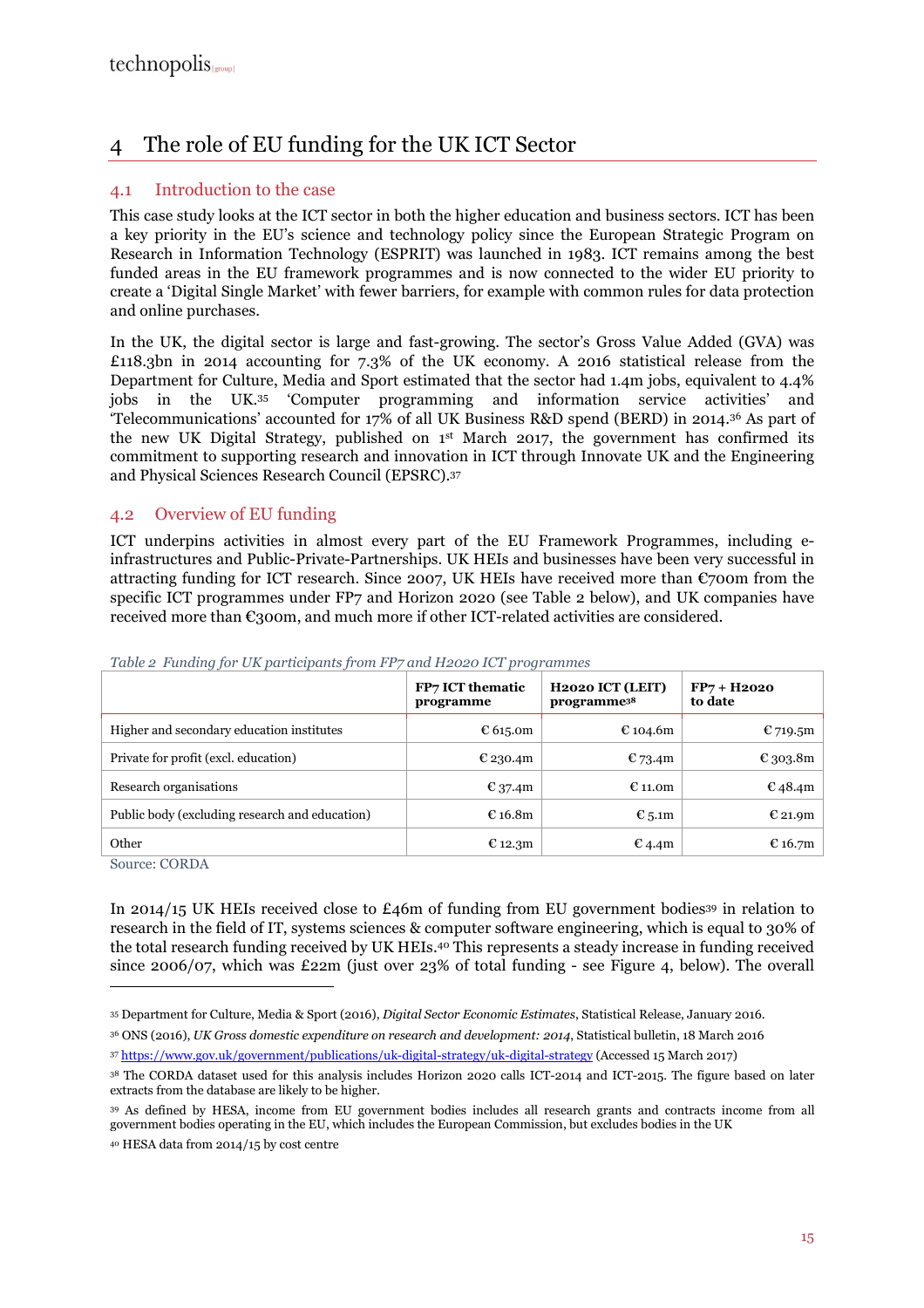// Page 15 of 40 — document 8bdffd041e83

# 4 The role of EU funding for the UK ICT Sector

## 4.1 Introduction to the case

This case study looks at the ICT sector in both the higher education and business sectors. ICT has been a key priority in the EU's science and technology policy since the European Strategic Program on Research in Information Technology (ESPRIT) was launched in 1983. ICT remains among the best funded areas in the EU framework programmes and is now connected to the wider EU priority to create a 'Digital Single Market' with fewer barriers, for example with common rules for data protection and online purchases.

In the UK, the digital sector is large and fast-growing. The sector's Gross Value Added (GVA) was £118.3bn in 2014 accounting for 7.3% of the UK economy. A 2016 statistical release from the Department for Culture, Media and Sport estimated that the sector had 1.4m jobs, equivalent to 4.4% jobs in the UK.[35] 'Computer programming and information service activities' and 'Telecommunications' accounted for 17% of all UK Business R&D spend (BERD) in 2014.[36] As part of the new UK Digital Strategy, published on 1st March 2017, the government has confirmed its commitment to supporting research and innovation in ICT through Innovate UK and the Engineering and Physical Sciences Research Council (EPSRC).[37]

## 4.2 Overview of EU funding

ICT underpins activities in almost every part of the EU Framework Programmes, including e-infrastructures and Public-Private-Partnerships. UK HEIs and businesses have been very successful in attracting funding for ICT research. Since 2007, UK HEIs have received more than €700m from the specific ICT programmes under FP7 and Horizon 2020 (see Table 2 below), and UK companies have received more than €300m, and much more if other ICT-related activities are considered.

*Table 2 Funding for UK participants from FP7 and H2020 ICT programmes*

| | FP7 ICT thematic programme | H2020 ICT (LEIT) programme[38] | FP7 + H2020 to date |
|---|---|---|---|
| Higher and secondary education institutes | € 615.0m | € 104.6m | € 719.5m |
| Private for profit (excl. education) | € 230.4m | € 73.4m | € 303.8m |
| Research organisations | € 37.4m | € 11.0m | € 48.4m |
| Public body (excluding research and education) | € 16.8m | € 5.1m | € 21.9m |
| Other | € 12.3m | € 4.4m | € 16.7m |

Source: CORDA

In 2014/15 UK HEIs received close to £46m of funding from EU government bodies[39] in relation to research in the field of IT, systems sciences & computer software engineering, which is equal to 30% of the total research funding received by UK HEIs.[40] This represents a steady increase in funding received since 2006/07, which was £22m (just over 23% of total funding - see Figure 4, below). The overall

[35] Department for Culture, Media & Sport (2016), *Digital Sector Economic Estimates*, Statistical Release, January 2016.

[36] ONS (2016), *UK Gross domestic expenditure on research and development: 2014*, Statistical bulletin, 18 March 2016

[37] https://www.gov.uk/government/publications/uk-digital-strategy/uk-digital-strategy (Accessed 15 March 2017)

[38] The CORDA dataset used for this analysis includes Horizon 2020 calls ICT-2014 and ICT-2015. The figure based on later extracts from the database are likely to be higher.

[39] As defined by HESA, income from EU government bodies includes all research grants and contracts income from all government bodies operating in the EU, which includes the European Commission, but excludes bodies in the UK

[40] HESA data from 2014/15 by cost centre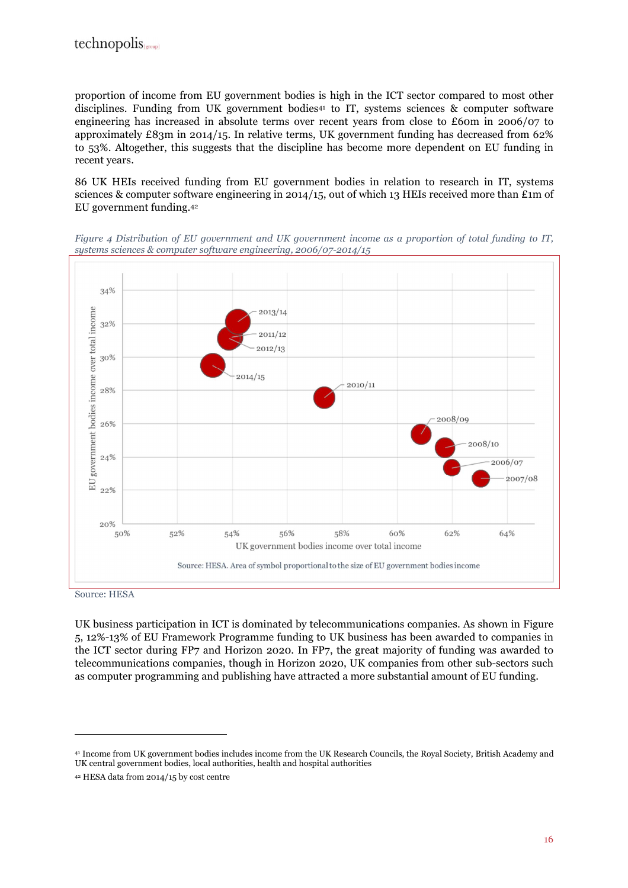proportion of income from EU government bodies is high in the ICT sector compared to most other disciplines. Funding from UK government bodies[41] to IT, systems sciences & computer software engineering has increased in absolute terms over recent years from close to £60m in 2006/07 to approximately £83m in 2014/15. In relative terms, UK government funding has decreased from 62% to 53%. Altogether, this suggests that the discipline has become more dependent on EU funding in recent years.

86 UK HEIs received funding from EU government bodies in relation to research in IT, systems sciences & computer software engineering in 2014/15, out of which 13 HEIs received more than £1m of EU government funding.[42]

*Figure 4 Distribution of EU government and UK government income as a proportion of total funding to IT, systems sciences & computer software engineering, 2006/07-2014/15*

Source: HESA

UK business participation in ICT is dominated by telecommunications companies. As shown in Figure 5, 12%-13% of EU Framework Programme funding to UK business has been awarded to companies in the ICT sector during FP7 and Horizon 2020. In FP7, the great majority of funding was awarded to telecommunications companies, though in Horizon 2020, UK companies from other sub-sectors such as computer programming and publishing have attracted a more substantial amount of EU funding.

---

[41] Income from UK government bodies includes income from the UK Research Councils, the Royal Society, British Academy and UK central government bodies, local authorities, health and hospital authorities

[42] HESA data from 2014/15 by cost centre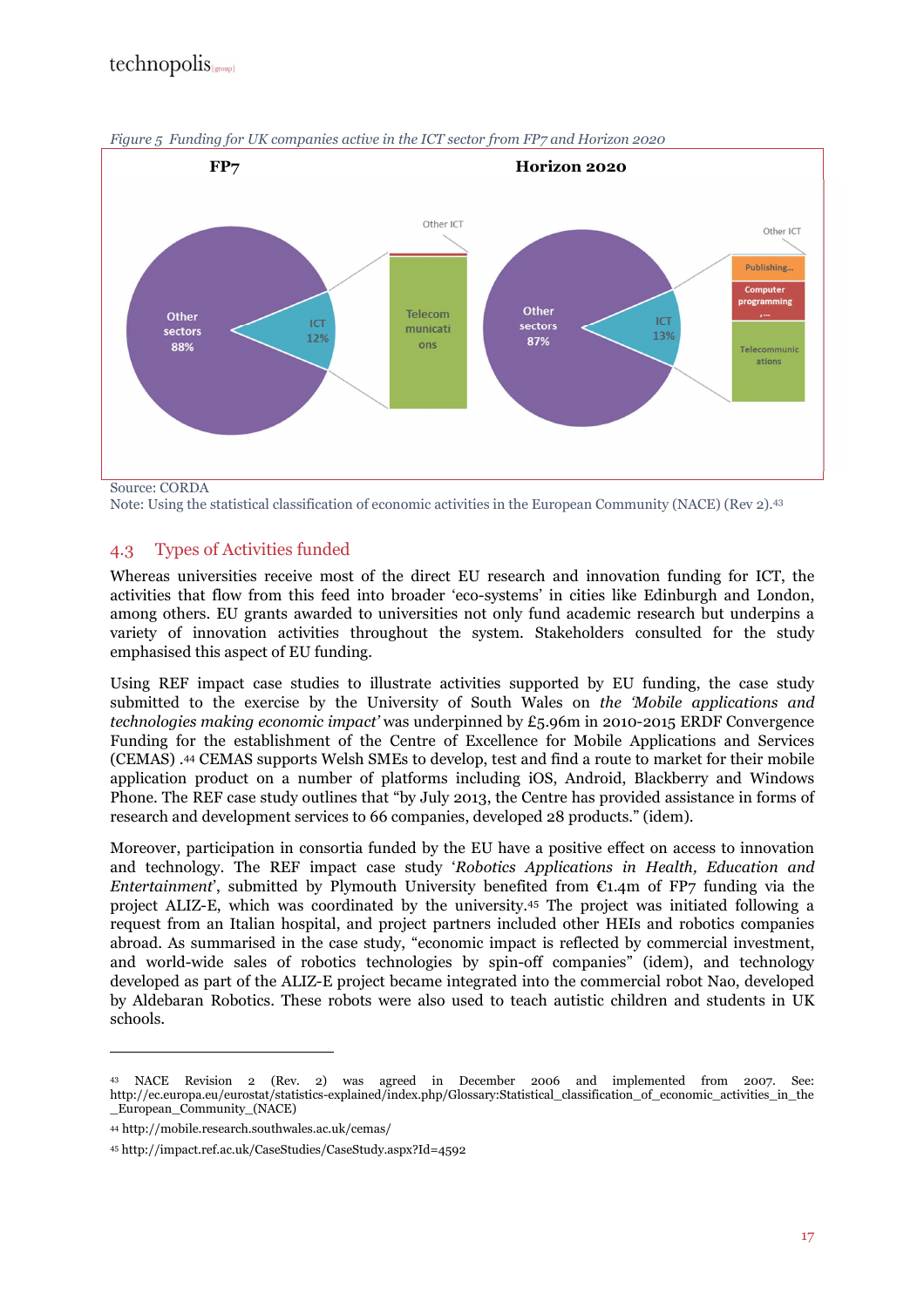*Figure 5 Funding for UK companies active in the ICT sector from FP7 and Horizon 2020*

Source: CORDA

Note: Using the statistical classification of economic activities in the European Community (NACE) (Rev 2).[43]

## 4.3 Types of Activities funded

Whereas universities receive most of the direct EU research and innovation funding for ICT, the activities that flow from this feed into broader 'eco-systems' in cities like Edinburgh and London, among others. EU grants awarded to universities not only fund academic research but underpins a variety of innovation activities throughout the system. Stakeholders consulted for the study emphasised this aspect of EU funding.

Using REF impact case studies to illustrate activities supported by EU funding, the case study submitted to the exercise by the University of South Wales on *the 'Mobile applications and technologies making economic impact'* was underpinned by £5.96m in 2010-2015 ERDF Convergence Funding for the establishment of the Centre of Excellence for Mobile Applications and Services (CEMAS) .[44] CEMAS supports Welsh SMEs to develop, test and find a route to market for their mobile application product on a number of platforms including iOS, Android, Blackberry and Windows Phone. The REF case study outlines that "by July 2013, the Centre has provided assistance in forms of research and development services to 66 companies, developed 28 products." (idem).

Moreover, participation in consortia funded by the EU have a positive effect on access to innovation and technology. The REF impact case study '*Robotics Applications in Health, Education and Entertainment*', submitted by Plymouth University benefited from €1.4m of FP7 funding via the project ALIZ-E, which was coordinated by the university.[45] The project was initiated following a request from an Italian hospital, and project partners included other HEIs and robotics companies abroad. As summarised in the case study, "economic impact is reflected by commercial investment, and world-wide sales of robotics technologies by spin-off companies" (idem), and technology developed as part of the ALIZ-E project became integrated into the commercial robot Nao, developed by Aldebaran Robotics. These robots were also used to teach autistic children and students in UK schools.

---

[43] NACE Revision 2 (Rev. 2) was agreed in December 2006 and implemented from 2007. See: http://ec.europa.eu/eurostat/statistics-explained/index.php/Glossary:Statistical_classification_of_economic_activities_in_the_European_Community_(NACE)

[44] http://mobile.research.southwales.ac.uk/cemas/

[45] http://impact.ref.ac.uk/CaseStudies/CaseStudy.aspx?Id=4592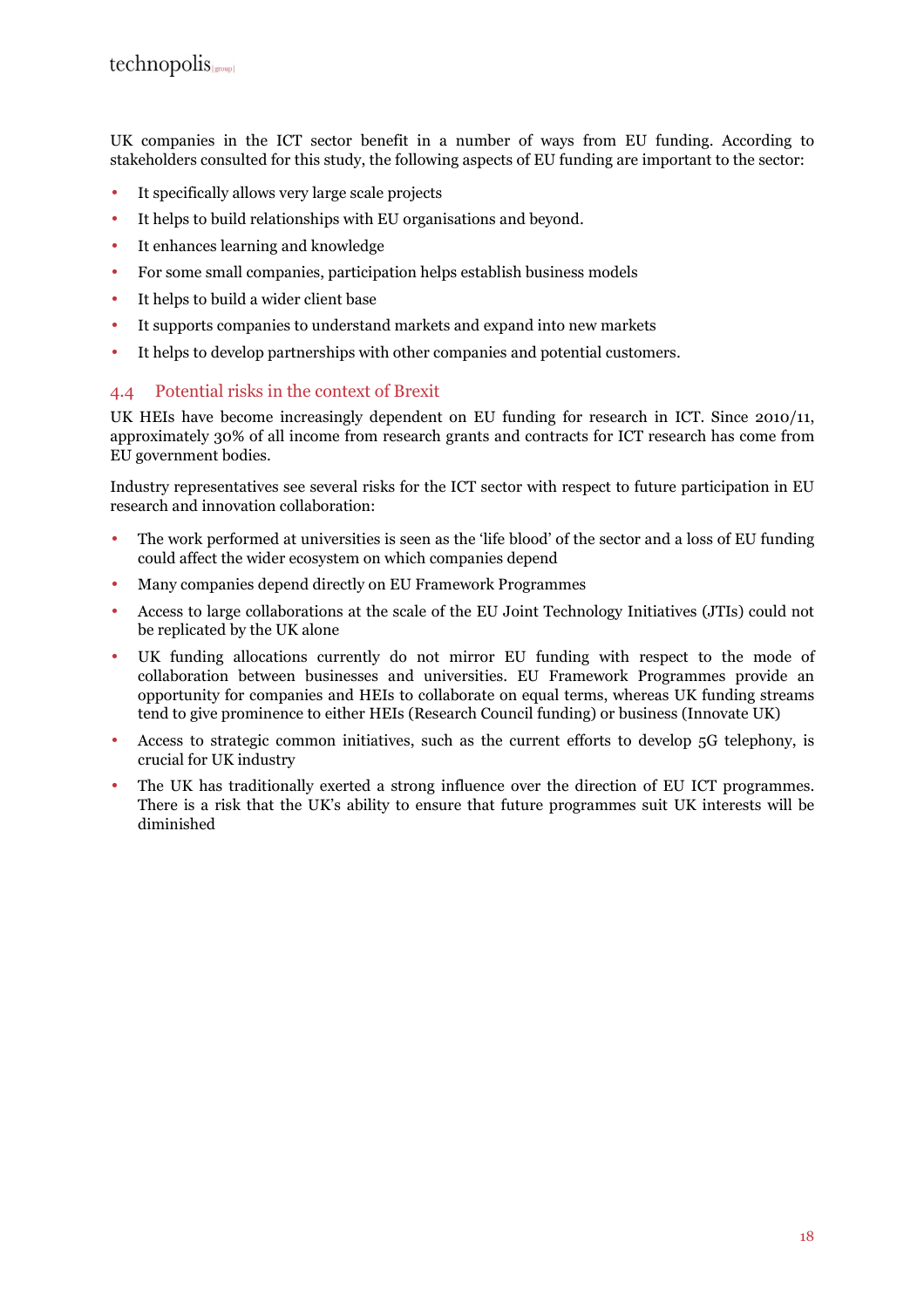UK companies in the ICT sector benefit in a number of ways from EU funding. According to stakeholders consulted for this study, the following aspects of EU funding are important to the sector:

- It specifically allows very large scale projects
- It helps to build relationships with EU organisations and beyond.
- It enhances learning and knowledge
- For some small companies, participation helps establish business models
- It helps to build a wider client base
- It supports companies to understand markets and expand into new markets
- It helps to develop partnerships with other companies and potential customers.

## 4.4 Potential risks in the context of Brexit

UK HEIs have become increasingly dependent on EU funding for research in ICT. Since 2010/11, approximately 30% of all income from research grants and contracts for ICT research has come from EU government bodies.

Industry representatives see several risks for the ICT sector with respect to future participation in EU research and innovation collaboration:

- The work performed at universities is seen as the 'life blood' of the sector and a loss of EU funding could affect the wider ecosystem on which companies depend
- Many companies depend directly on EU Framework Programmes
- Access to large collaborations at the scale of the EU Joint Technology Initiatives (JTIs) could not be replicated by the UK alone
- UK funding allocations currently do not mirror EU funding with respect to the mode of collaboration between businesses and universities. EU Framework Programmes provide an opportunity for companies and HEIs to collaborate on equal terms, whereas UK funding streams tend to give prominence to either HEIs (Research Council funding) or business (Innovate UK)
- Access to strategic common initiatives, such as the current efforts to develop 5G telephony, is crucial for UK industry
- The UK has traditionally exerted a strong influence over the direction of EU ICT programmes. There is a risk that the UK's ability to ensure that future programmes suit UK interests will be diminished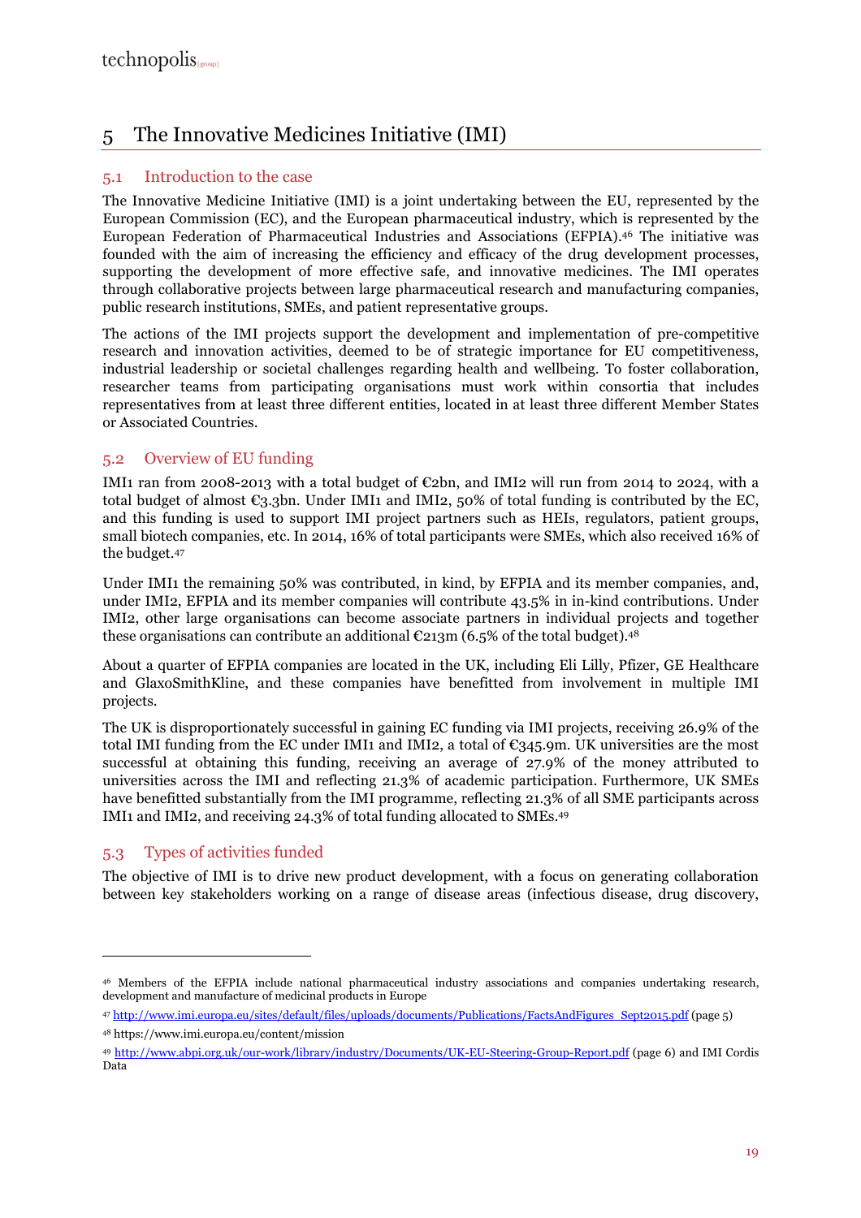# 5 The Innovative Medicines Initiative (IMI)

## 5.1 Introduction to the case

The Innovative Medicine Initiative (IMI) is a joint undertaking between the EU, represented by the European Commission (EC), and the European pharmaceutical industry, which is represented by the European Federation of Pharmaceutical Industries and Associations (EFPIA).[46] The initiative was founded with the aim of increasing the efficiency and efficacy of the drug development processes, supporting the development of more effective safe, and innovative medicines. The IMI operates through collaborative projects between large pharmaceutical research and manufacturing companies, public research institutions, SMEs, and patient representative groups.

The actions of the IMI projects support the development and implementation of pre-competitive research and innovation activities, deemed to be of strategic importance for EU competitiveness, industrial leadership or societal challenges regarding health and wellbeing. To foster collaboration, researcher teams from participating organisations must work within consortia that includes representatives from at least three different entities, located in at least three different Member States or Associated Countries.

## 5.2 Overview of EU funding

IMI1 ran from 2008-2013 with a total budget of €2bn, and IMI2 will run from 2014 to 2024, with a total budget of almost €3.3bn. Under IMI1 and IMI2, 50% of total funding is contributed by the EC, and this funding is used to support IMI project partners such as HEIs, regulators, patient groups, small biotech companies, etc. In 2014, 16% of total participants were SMEs, which also received 16% of the budget.[47]

Under IMI1 the remaining 50% was contributed, in kind, by EFPIA and its member companies, and, under IMI2, EFPIA and its member companies will contribute 43.5% in in-kind contributions. Under IMI2, other large organisations can become associate partners in individual projects and together these organisations can contribute an additional €213m (6.5% of the total budget).[48]

About a quarter of EFPIA companies are located in the UK, including Eli Lilly, Pfizer, GE Healthcare and GlaxoSmithKline, and these companies have benefitted from involvement in multiple IMI projects.

The UK is disproportionately successful in gaining EC funding via IMI projects, receiving 26.9% of the total IMI funding from the EC under IMI1 and IMI2, a total of €345.9m. UK universities are the most successful at obtaining this funding, receiving an average of 27.9% of the money attributed to universities across the IMI and reflecting 21.3% of academic participation. Furthermore, UK SMEs have benefitted substantially from the IMI programme, reflecting 21.3% of all SME participants across IMI1 and IMI2, and receiving 24.3% of total funding allocated to SMEs.[49]

## 5.3 Types of activities funded

The objective of IMI is to drive new product development, with a focus on generating collaboration between key stakeholders working on a range of disease areas (infectious disease, drug discovery,

---

[46] Members of the EFPIA include national pharmaceutical industry associations and companies undertaking research, development and manufacture of medicinal products in Europe

[47] http://www.imi.europa.eu/sites/default/files/uploads/documents/Publications/FactsAndFigures_Sept2015.pdf (page 5)

[48] https://www.imi.europa.eu/content/mission

[49] http://www.abpi.org.uk/our-work/library/industry/Documents/UK-EU-Steering-Group-Report.pdf (page 6) and IMI Cordis Data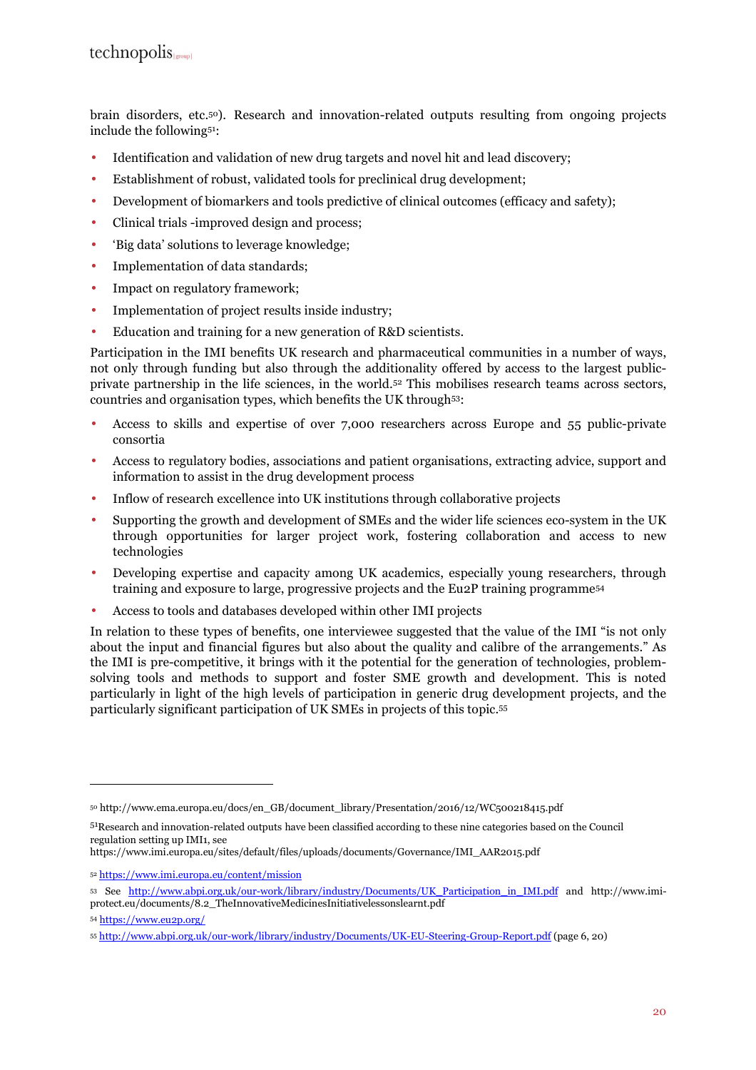brain disorders, etc.[50]). Research and innovation-related outputs resulting from ongoing projects include the following[51]:

- Identification and validation of new drug targets and novel hit and lead discovery;
- Establishment of robust, validated tools for preclinical drug development;
- Development of biomarkers and tools predictive of clinical outcomes (efficacy and safety);
- Clinical trials -improved design and process;
- 'Big data' solutions to leverage knowledge;
- Implementation of data standards;
- Impact on regulatory framework;
- Implementation of project results inside industry;
- Education and training for a new generation of R&D scientists.

Participation in the IMI benefits UK research and pharmaceutical communities in a number of ways, not only through funding but also through the additionality offered by access to the largest public-private partnership in the life sciences, in the world.[52] This mobilises research teams across sectors, countries and organisation types, which benefits the UK through[53]:

- Access to skills and expertise of over 7,000 researchers across Europe and 55 public-private consortia
- Access to regulatory bodies, associations and patient organisations, extracting advice, support and information to assist in the drug development process
- Inflow of research excellence into UK institutions through collaborative projects
- Supporting the growth and development of SMEs and the wider life sciences eco-system in the UK through opportunities for larger project work, fostering collaboration and access to new technologies
- Developing expertise and capacity among UK academics, especially young researchers, through training and exposure to large, progressive projects and the Eu2P training programme[54]
- Access to tools and databases developed within other IMI projects

In relation to these types of benefits, one interviewee suggested that the value of the IMI "is not only about the input and financial figures but also about the quality and calibre of the arrangements." As the IMI is pre-competitive, it brings with it the potential for the generation of technologies, problem-solving tools and methods to support and foster SME growth and development. This is noted particularly in light of the high levels of participation in generic drug development projects, and the particularly significant participation of UK SMEs in projects of this topic.[55]

---

[50] http://www.ema.europa.eu/docs/en_GB/document_library/Presentation/2016/12/WC500218415.pdf

[51] Research and innovation-related outputs have been classified according to these nine categories based on the Council regulation setting up IMI1, see https://www.imi.europa.eu/sites/default/files/uploads/documents/Governance/IMI_AAR2015.pdf

[52] https://www.imi.europa.eu/content/mission

[53] See http://www.abpi.org.uk/our-work/library/industry/Documents/UK_Participation_in_IMI.pdf and http://www.imi-protect.eu/documents/8.2_TheInnovativeMedicinesInitiativelessonslearnt.pdf

[54] https://www.eu2p.org/

[55] http://www.abpi.org.uk/our-work/library/industry/Documents/UK-EU-Steering-Group-Report.pdf (page 6, 20)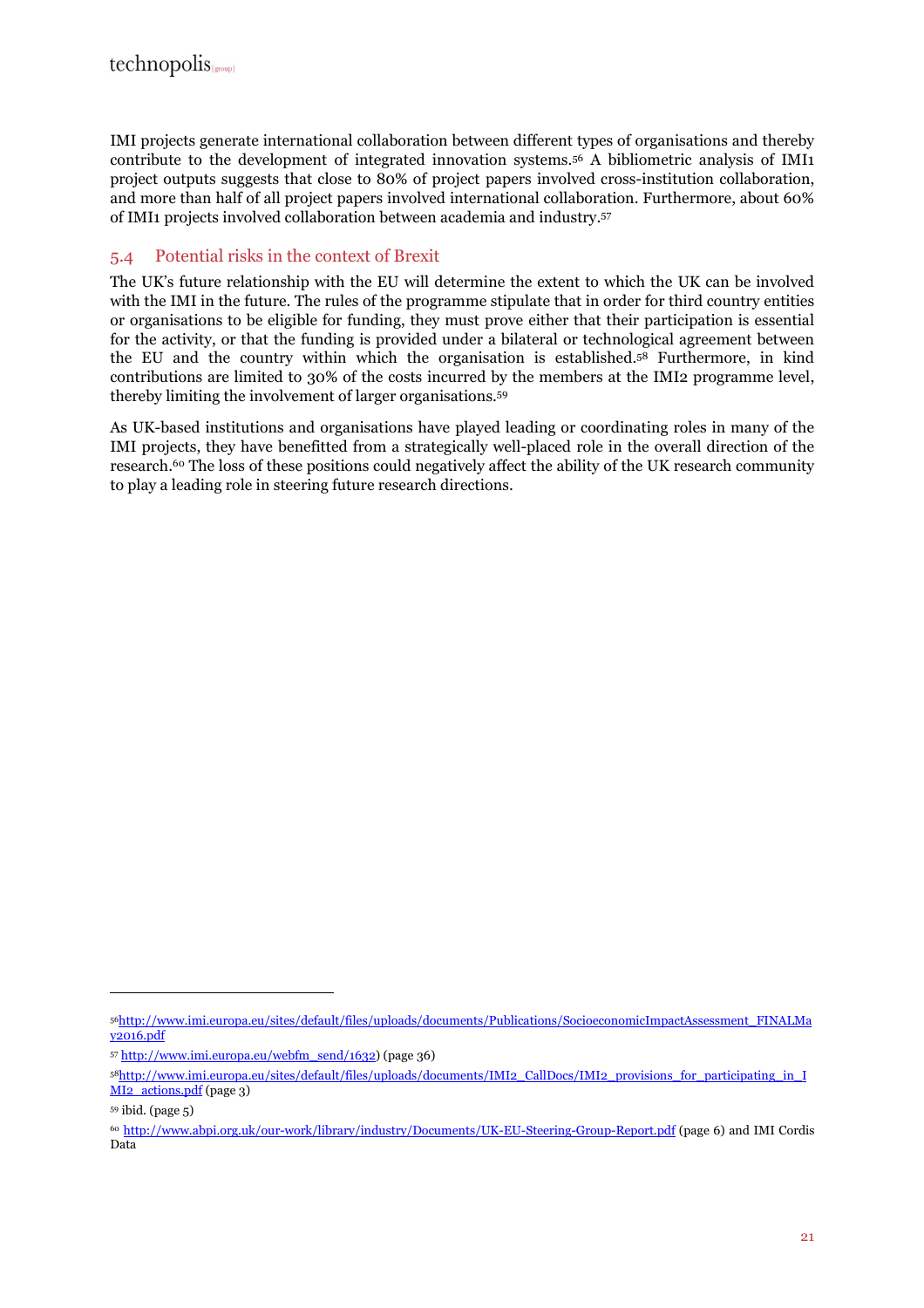IMI projects generate international collaboration between different types of organisations and thereby contribute to the development of integrated innovation systems.[56] A bibliometric analysis of IMI1 project outputs suggests that close to 80% of project papers involved cross-institution collaboration, and more than half of all project papers involved international collaboration. Furthermore, about 60% of IMI1 projects involved collaboration between academia and industry.[57]

## 5.4 Potential risks in the context of Brexit

The UK's future relationship with the EU will determine the extent to which the UK can be involved with the IMI in the future. The rules of the programme stipulate that in order for third country entities or organisations to be eligible for funding, they must prove either that their participation is essential for the activity, or that the funding is provided under a bilateral or technological agreement between the EU and the country within which the organisation is established.[58] Furthermore, in kind contributions are limited to 30% of the costs incurred by the members at the IMI2 programme level, thereby limiting the involvement of larger organisations.[59]

As UK-based institutions and organisations have played leading or coordinating roles in many of the IMI projects, they have benefitted from a strategically well-placed role in the overall direction of the research.[60] The loss of these positions could negatively affect the ability of the UK research community to play a leading role in steering future research directions.

---

[56] http://www.imi.europa.eu/sites/default/files/uploads/documents/Publications/SocioeconomicImpactAssessment_FINALMay2016.pdf

[57] http://www.imi.europa.eu/webfm_send/1632) (page 36)

[58] http://www.imi.europa.eu/sites/default/files/uploads/documents/IMI2_CallDocs/IMI2_provisions_for_participating_in_IMI2_actions.pdf (page 3)

[59] ibid. (page 5)

[60] http://www.abpi.org.uk/our-work/library/industry/Documents/UK-EU-Steering-Group-Report.pdf (page 6) and IMI Cordis Data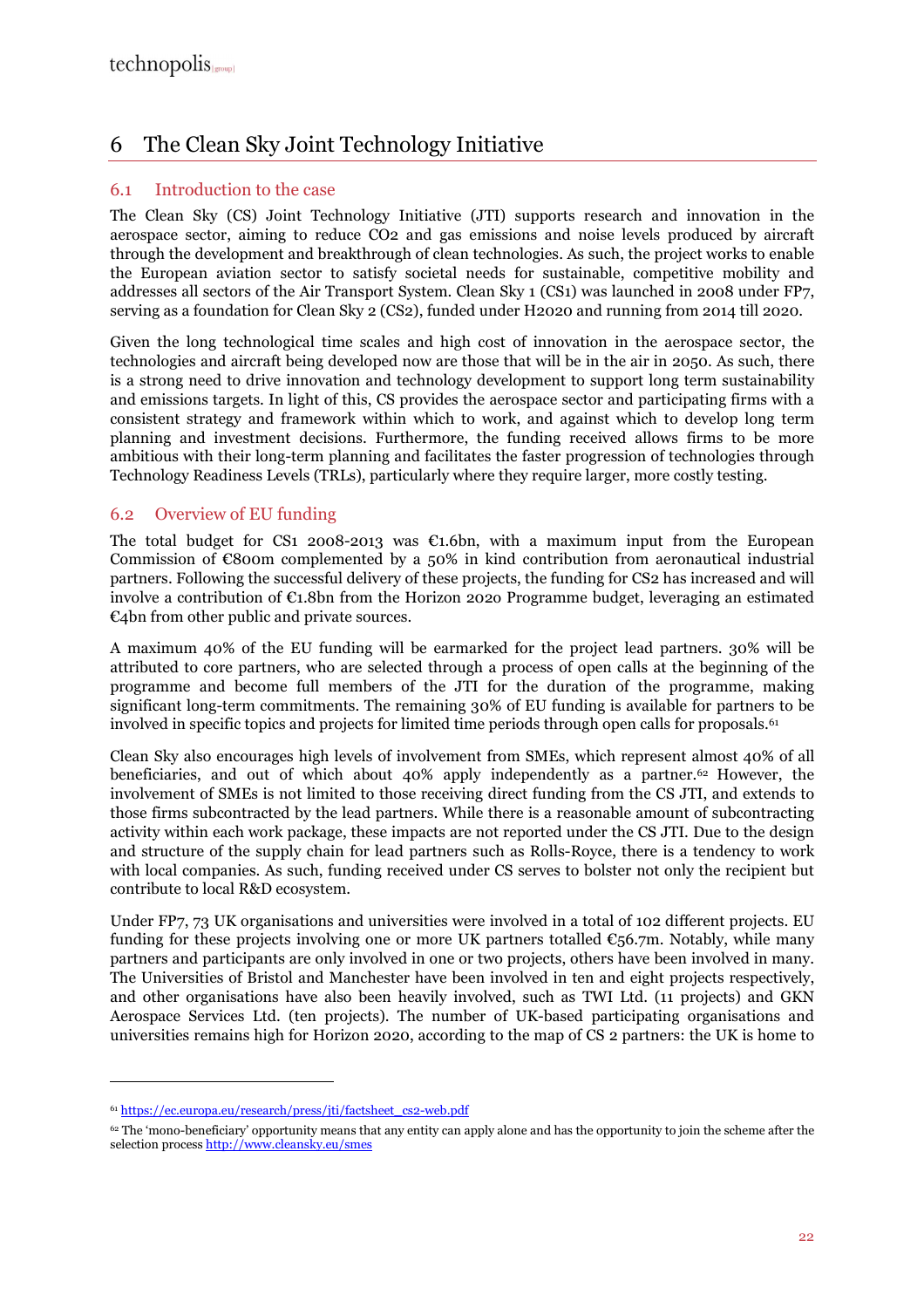# 6 The Clean Sky Joint Technology Initiative

## 6.1 Introduction to the case

The Clean Sky (CS) Joint Technology Initiative (JTI) supports research and innovation in the aerospace sector, aiming to reduce $CO_2$ and gas emissions and noise levels produced by aircraft through the development and breakthrough of clean technologies. As such, the project works to enable the European aviation sector to satisfy societal needs for sustainable, competitive mobility and addresses all sectors of the Air Transport System. Clean Sky 1 (CS1) was launched in 2008 under FP7, serving as a foundation for Clean Sky 2 (CS2), funded under H2020 and running from 2014 till 2020.

Given the long technological time scales and high cost of innovation in the aerospace sector, the technologies and aircraft being developed now are those that will be in the air in 2050. As such, there is a strong need to drive innovation and technology development to support long term sustainability and emissions targets. In light of this, CS provides the aerospace sector and participating firms with a consistent strategy and framework within which to work, and against which to develop long term planning and investment decisions. Furthermore, the funding received allows firms to be more ambitious with their long-term planning and facilitates the faster progression of technologies through Technology Readiness Levels (TRLs), particularly where they require larger, more costly testing.

## 6.2 Overview of EU funding

The total budget for CS1 2008-2013 was €1.6bn, with a maximum input from the European Commission of €800m complemented by a 50% in kind contribution from aeronautical industrial partners. Following the successful delivery of these projects, the funding for CS2 has increased and will involve a contribution of €1.8bn from the Horizon 2020 Programme budget, leveraging an estimated €4bn from other public and private sources.

A maximum 40% of the EU funding will be earmarked for the project lead partners. 30% will be attributed to core partners, who are selected through a process of open calls at the beginning of the programme and become full members of the JTI for the duration of the programme, making significant long-term commitments. The remaining 30% of EU funding is available for partners to be involved in specific topics and projects for limited time periods through open calls for proposals.[61]

Clean Sky also encourages high levels of involvement from SMEs, which represent almost 40% of all beneficiaries, and out of which about 40% apply independently as a partner.[62] However, the involvement of SMEs is not limited to those receiving direct funding from the CS JTI, and extends to those firms subcontracted by the lead partners. While there is a reasonable amount of subcontracting activity within each work package, these impacts are not reported under the CS JTI. Due to the design and structure of the supply chain for lead partners such as Rolls-Royce, there is a tendency to work with local companies. As such, funding received under CS serves to bolster not only the recipient but contribute to local R&D ecosystem.

Under FP7, 73 UK organisations and universities were involved in a total of 102 different projects. EU funding for these projects involving one or more UK partners totalled €56.7m. Notably, while many partners and participants are only involved in one or two projects, others have been involved in many. The Universities of Bristol and Manchester have been involved in ten and eight projects respectively, and other organisations have also been heavily involved, such as TWI Ltd. (11 projects) and GKN Aerospace Services Ltd. (ten projects). The number of UK-based participating organisations and universities remains high for Horizon 2020, according to the map of CS 2 partners: the UK is home to

---

[61] https://ec.europa.eu/research/press/jti/factsheet_cs2-web.pdf

[62] The 'mono-beneficiary' opportunity means that any entity can apply alone and has the opportunity to join the scheme after the selection process http://www.cleansky.eu/smes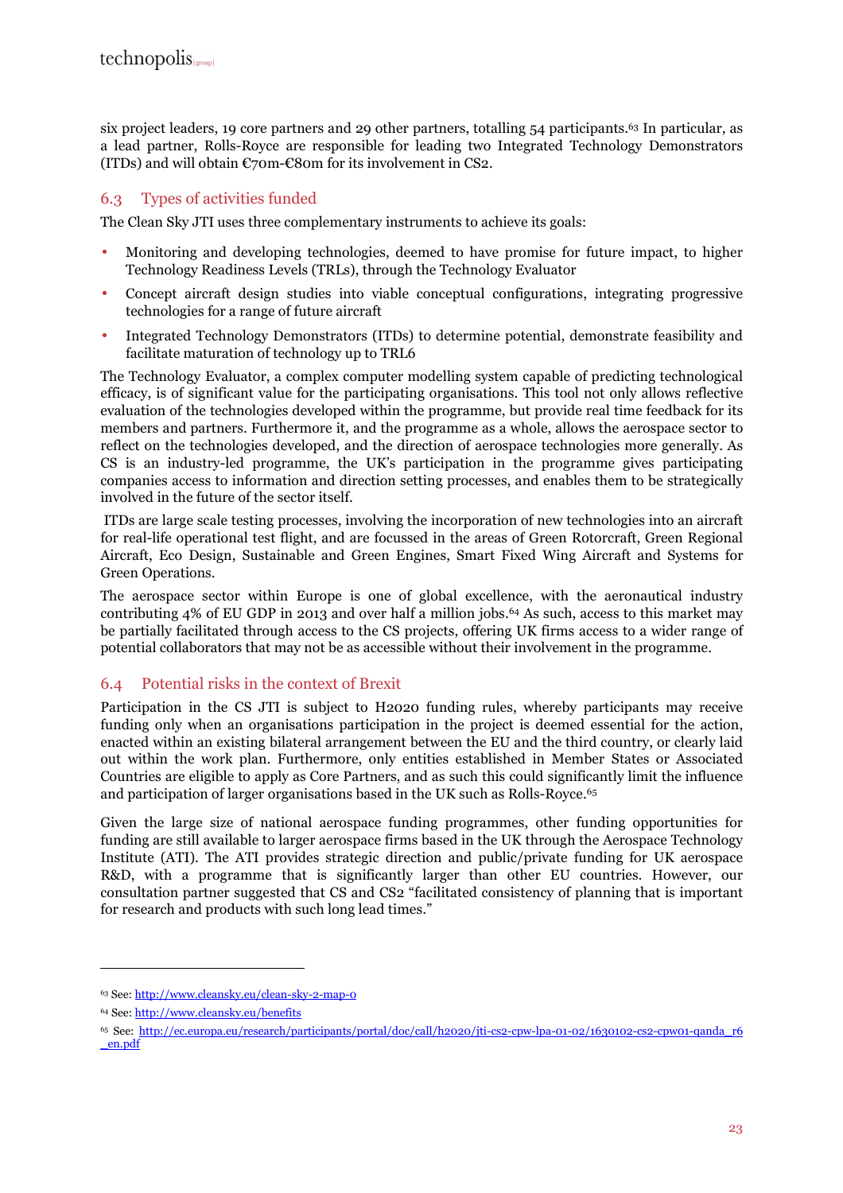six project leaders, 19 core partners and 29 other partners, totalling 54 participants.[63] In particular, as a lead partner, Rolls-Royce are responsible for leading two Integrated Technology Demonstrators (ITDs) and will obtain €70m-€80m for its involvement in CS2.

## 6.3 Types of activities funded

The Clean Sky JTI uses three complementary instruments to achieve its goals:

- Monitoring and developing technologies, deemed to have promise for future impact, to higher Technology Readiness Levels (TRLs), through the Technology Evaluator
- Concept aircraft design studies into viable conceptual configurations, integrating progressive technologies for a range of future aircraft
- Integrated Technology Demonstrators (ITDs) to determine potential, demonstrate feasibility and facilitate maturation of technology up to TRL6

The Technology Evaluator, a complex computer modelling system capable of predicting technological efficacy, is of significant value for the participating organisations. This tool not only allows reflective evaluation of the technologies developed within the programme, but provide real time feedback for its members and partners. Furthermore it, and the programme as a whole, allows the aerospace sector to reflect on the technologies developed, and the direction of aerospace technologies more generally. As CS is an industry-led programme, the UK's participation in the programme gives participating companies access to information and direction setting processes, and enables them to be strategically involved in the future of the sector itself.

ITDs are large scale testing processes, involving the incorporation of new technologies into an aircraft for real-life operational test flight, and are focussed in the areas of Green Rotorcraft, Green Regional Aircraft, Eco Design, Sustainable and Green Engines, Smart Fixed Wing Aircraft and Systems for Green Operations.

The aerospace sector within Europe is one of global excellence, with the aeronautical industry contributing 4% of EU GDP in 2013 and over half a million jobs.[64] As such, access to this market may be partially facilitated through access to the CS projects, offering UK firms access to a wider range of potential collaborators that may not be as accessible without their involvement in the programme.

## 6.4 Potential risks in the context of Brexit

Participation in the CS JTI is subject to H2020 funding rules, whereby participants may receive funding only when an organisations participation in the project is deemed essential for the action, enacted within an existing bilateral arrangement between the EU and the third country, or clearly laid out within the work plan. Furthermore, only entities established in Member States or Associated Countries are eligible to apply as Core Partners, and as such this could significantly limit the influence and participation of larger organisations based in the UK such as Rolls-Royce.[65]

Given the large size of national aerospace funding programmes, other funding opportunities for funding are still available to larger aerospace firms based in the UK through the Aerospace Technology Institute (ATI). The ATI provides strategic direction and public/private funding for UK aerospace R&D, with a programme that is significantly larger than other EU countries. However, our consultation partner suggested that CS and CS2 "facilitated consistency of planning that is important for research and products with such long lead times."

---

[63] See: http://www.cleansky.eu/clean-sky-2-map-0

[64] See: http://www.cleansky.eu/benefits

[65] See: http://ec.europa.eu/research/participants/portal/doc/call/h2020/jti-cs2-cpw-lpa-01-02/1630102-cs2-cpw01-qanda_r6_en.pdf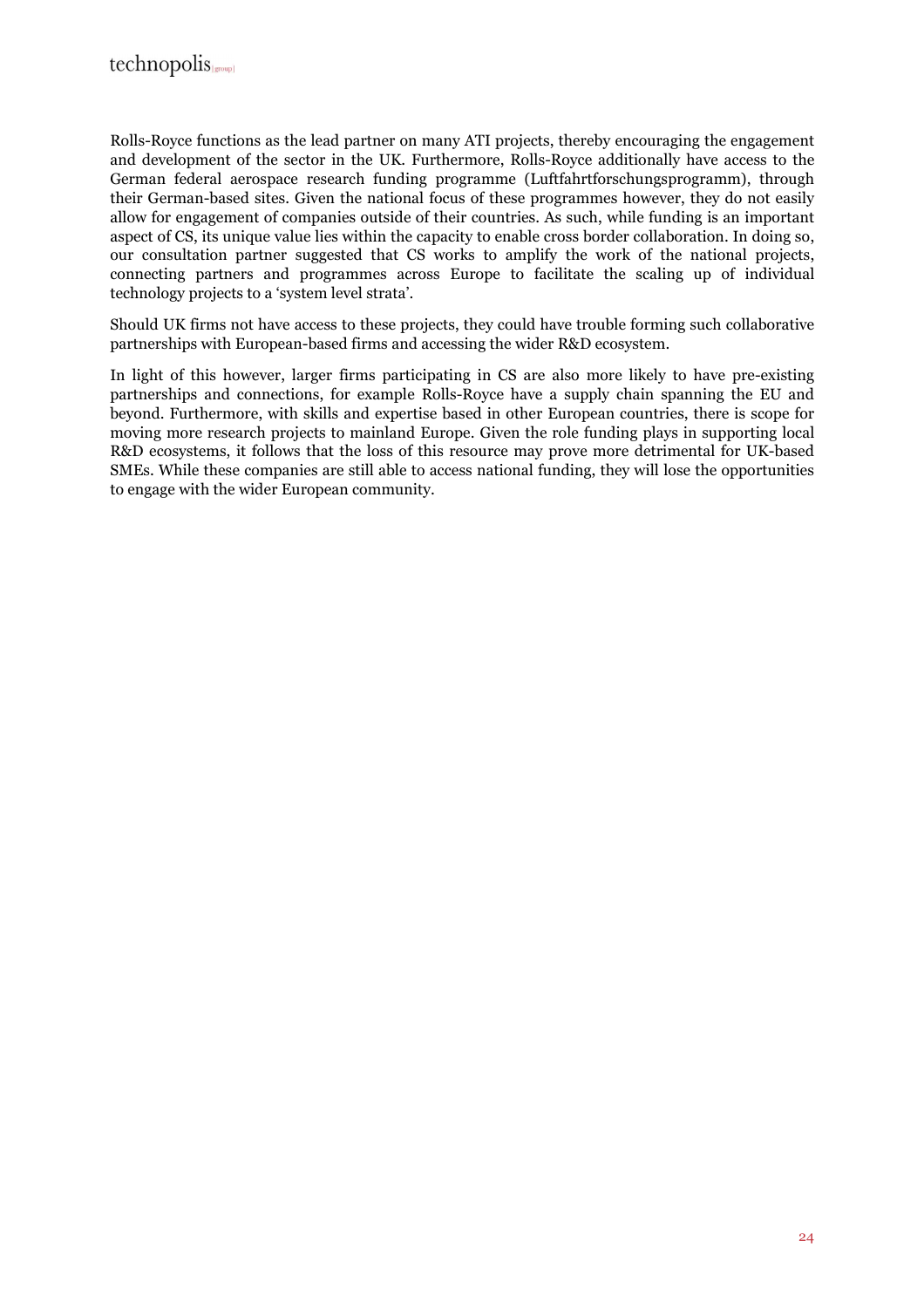Rolls-Royce functions as the lead partner on many ATI projects, thereby encouraging the engagement and development of the sector in the UK. Furthermore, Rolls-Royce additionally have access to the German federal aerospace research funding programme (Luftfahrtforschungsprogramm), through their German-based sites. Given the national focus of these programmes however, they do not easily allow for engagement of companies outside of their countries. As such, while funding is an important aspect of CS, its unique value lies within the capacity to enable cross border collaboration. In doing so, our consultation partner suggested that CS works to amplify the work of the national projects, connecting partners and programmes across Europe to facilitate the scaling up of individual technology projects to a 'system level strata'.

Should UK firms not have access to these projects, they could have trouble forming such collaborative partnerships with European-based firms and accessing the wider R&D ecosystem.

In light of this however, larger firms participating in CS are also more likely to have pre-existing partnerships and connections, for example Rolls-Royce have a supply chain spanning the EU and beyond. Furthermore, with skills and expertise based in other European countries, there is scope for moving more research projects to mainland Europe. Given the role funding plays in supporting local R&D ecosystems, it follows that the loss of this resource may prove more detrimental for UK-based SMEs. While these companies are still able to access national funding, they will lose the opportunities to engage with the wider European community.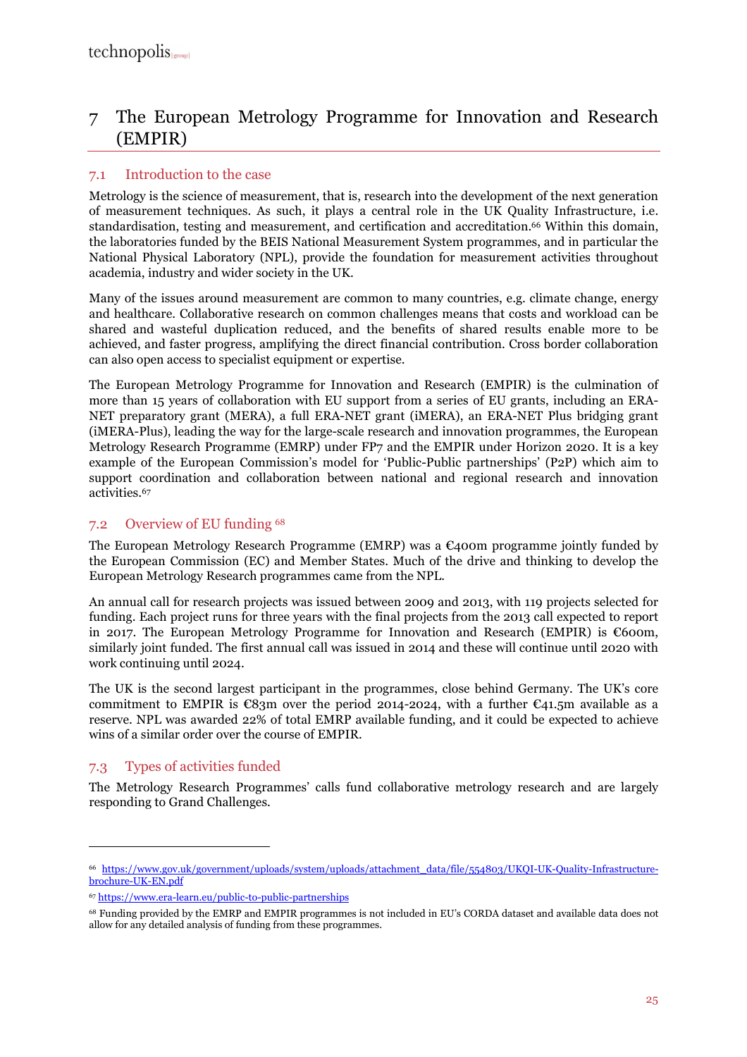// I must not include the Technopolis group header, since it is a running page header.

# 7 The European Metrology Programme for Innovation and Research (EMPIR)

## 7.1 Introduction to the case

Metrology is the science of measurement, that is, research into the development of the next generation of measurement techniques. As such, it plays a central role in the UK Quality Infrastructure, i.e. standardisation, testing and measurement, and certification and accreditation.[66] Within this domain, the laboratories funded by the BEIS National Measurement System programmes, and in particular the National Physical Laboratory (NPL), provide the foundation for measurement activities throughout academia, industry and wider society in the UK.

Many of the issues around measurement are common to many countries, e.g. climate change, energy and healthcare. Collaborative research on common challenges means that costs and workload can be shared and wasteful duplication reduced, and the benefits of shared results enable more to be achieved, and faster progress, amplifying the direct financial contribution. Cross border collaboration can also open access to specialist equipment or expertise.

The European Metrology Programme for Innovation and Research (EMPIR) is the culmination of more than 15 years of collaboration with EU support from a series of EU grants, including an ERA-NET preparatory grant (MERA), a full ERA-NET grant (iMERA), an ERA-NET Plus bridging grant (iMERA-Plus), leading the way for the large-scale research and innovation programmes, the European Metrology Research Programme (EMRP) under FP7 and the EMPIR under Horizon 2020. It is a key example of the European Commission's model for 'Public-Public partnerships' (P2P) which aim to support coordination and collaboration between national and regional research and innovation activities.[67]

## 7.2 Overview of EU funding [68]

The European Metrology Research Programme (EMRP) was a €400m programme jointly funded by the European Commission (EC) and Member States. Much of the drive and thinking to develop the European Metrology Research programmes came from the NPL.

An annual call for research projects was issued between 2009 and 2013, with 119 projects selected for funding. Each project runs for three years with the final projects from the 2013 call expected to report in 2017. The European Metrology Programme for Innovation and Research (EMPIR) is €600m, similarly joint funded. The first annual call was issued in 2014 and these will continue until 2020 with work continuing until 2024.

The UK is the second largest participant in the programmes, close behind Germany. The UK's core commitment to EMPIR is €83m over the period 2014-2024, with a further €41.5m available as a reserve. NPL was awarded 22% of total EMRP available funding, and it could be expected to achieve wins of a similar order over the course of EMPIR.

## 7.3 Types of activities funded

The Metrology Research Programmes' calls fund collaborative metrology research and are largely responding to Grand Challenges.

---

[66] https://www.gov.uk/government/uploads/system/uploads/attachment_data/file/554803/UKQI-UK-Quality-Infrastructure-brochure-UK-EN.pdf

[67] https://www.era-learn.eu/public-to-public-partnerships

[68] Funding provided by the EMRP and EMPIR programmes is not included in EU's CORDA dataset and available data does not allow for any detailed analysis of funding from these programmes.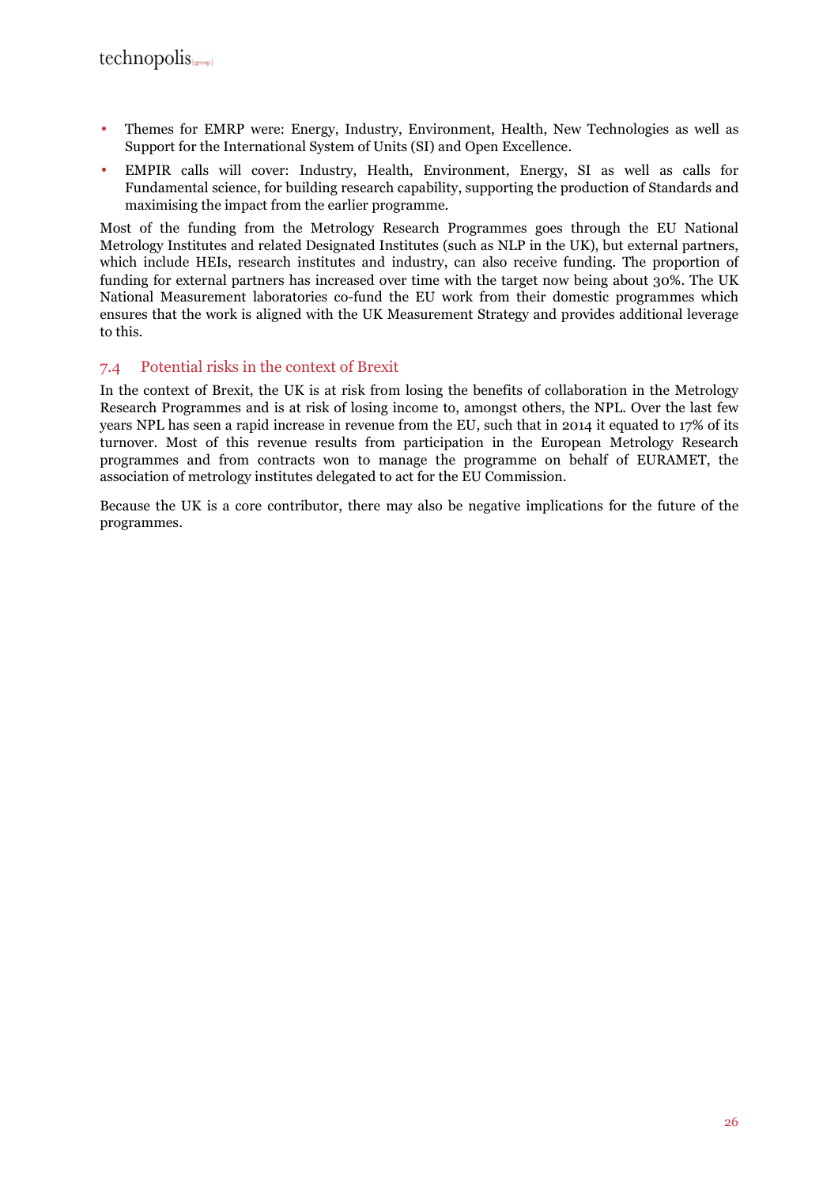- Themes for EMRP were: Energy, Industry, Environment, Health, New Technologies as well as Support for the International System of Units (SI) and Open Excellence.
- EMPIR calls will cover: Industry, Health, Environment, Energy, SI as well as calls for Fundamental science, for building research capability, supporting the production of Standards and maximising the impact from the earlier programme.

Most of the funding from the Metrology Research Programmes goes through the EU National Metrology Institutes and related Designated Institutes (such as NLP in the UK), but external partners, which include HEIs, research institutes and industry, can also receive funding. The proportion of funding for external partners has increased over time with the target now being about 30%. The UK National Measurement laboratories co-fund the EU work from their domestic programmes which ensures that the work is aligned with the UK Measurement Strategy and provides additional leverage to this.

## 7.4 Potential risks in the context of Brexit

In the context of Brexit, the UK is at risk from losing the benefits of collaboration in the Metrology Research Programmes and is at risk of losing income to, amongst others, the NPL. Over the last few years NPL has seen a rapid increase in revenue from the EU, such that in 2014 it equated to 17% of its turnover. Most of this revenue results from participation in the European Metrology Research programmes and from contracts won to manage the programme on behalf of EURAMET, the association of metrology institutes delegated to act for the EU Commission.

Because the UK is a core contributor, there may also be negative implications for the future of the programmes.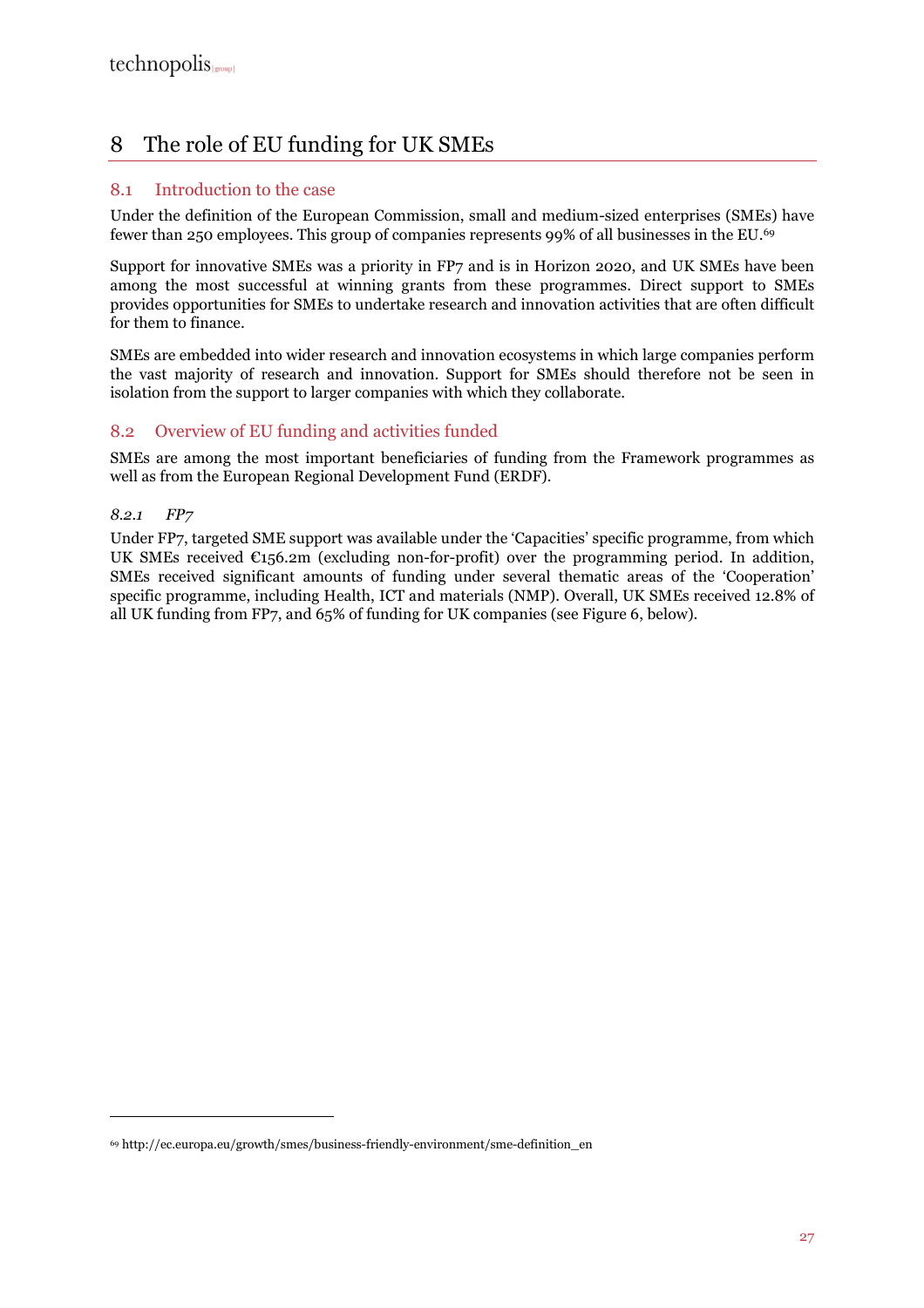# 8 The role of EU funding for UK SMEs

## 8.1 Introduction to the case

Under the definition of the European Commission, small and medium-sized enterprises (SMEs) have fewer than 250 employees. This group of companies represents 99% of all businesses in the EU.[69]

Support for innovative SMEs was a priority in FP7 and is in Horizon 2020, and UK SMEs have been among the most successful at winning grants from these programmes. Direct support to SMEs provides opportunities for SMEs to undertake research and innovation activities that are often difficult for them to finance.

SMEs are embedded into wider research and innovation ecosystems in which large companies perform the vast majority of research and innovation. Support for SMEs should therefore not be seen in isolation from the support to larger companies with which they collaborate.

## 8.2 Overview of EU funding and activities funded

SMEs are among the most important beneficiaries of funding from the Framework programmes as well as from the European Regional Development Fund (ERDF).

### *8.2.1 FP7*

Under FP7, targeted SME support was available under the 'Capacities' specific programme, from which UK SMEs received €156.2m (excluding non-for-profit) over the programming period. In addition, SMEs received significant amounts of funding under several thematic areas of the 'Cooperation' specific programme, including Health, ICT and materials (NMP). Overall, UK SMEs received 12.8% of all UK funding from FP7, and 65% of funding for UK companies (see Figure 6, below).

---

[69] http://ec.europa.eu/growth/smes/business-friendly-environment/sme-definition_en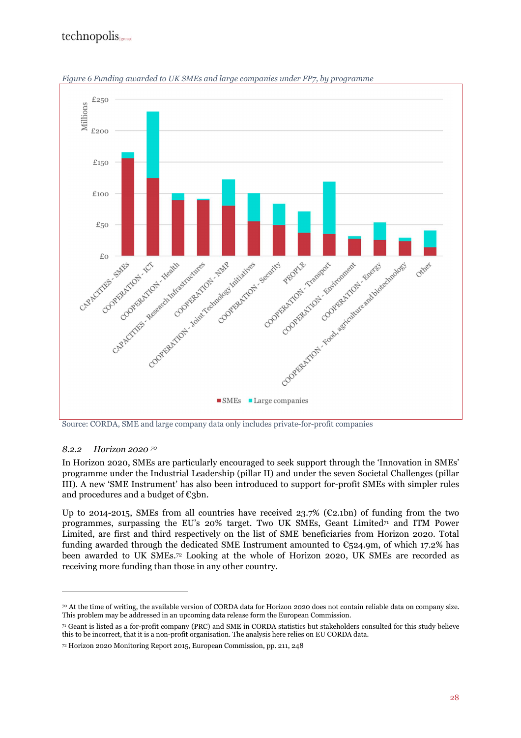*Figure 6 Funding awarded to UK SMEs and large companies under FP7, by programme*

Source: CORDA, SME and large company data only includes private-for-profit companies

### 8.2.2 *Horizon 2020* [70]

In Horizon 2020, SMEs are particularly encouraged to seek support through the 'Innovation in SMEs' programme under the Industrial Leadership (pillar II) and under the seven Societal Challenges (pillar III). A new 'SME Instrument' has also been introduced to support for-profit SMEs with simpler rules and procedures and a budget of €3bn.

Up to 2014-2015, SMEs from all countries have received 23.7% (€2.1bn) of funding from the two programmes, surpassing the EU's 20% target. Two UK SMEs, Geant Limited[71] and ITM Power Limited, are first and third respectively on the list of SME beneficiaries from Horizon 2020. Total funding awarded through the dedicated SME Instrument amounted to €524.9m, of which 17.2% has been awarded to UK SMEs.[72] Looking at the whole of Horizon 2020, UK SMEs are recorded as receiving more funding than those in any other country.

---

[70] At the time of writing, the available version of CORDA data for Horizon 2020 does not contain reliable data on company size. This problem may be addressed in an upcoming data release form the European Commission.

[71] Geant is listed as a for-profit company (PRC) and SME in CORDA statistics but stakeholders consulted for this study believe this to be incorrect, that it is a non-profit organisation. The analysis here relies on EU CORDA data.

[72] Horizon 2020 Monitoring Report 2015, European Commission, pp. 211, 248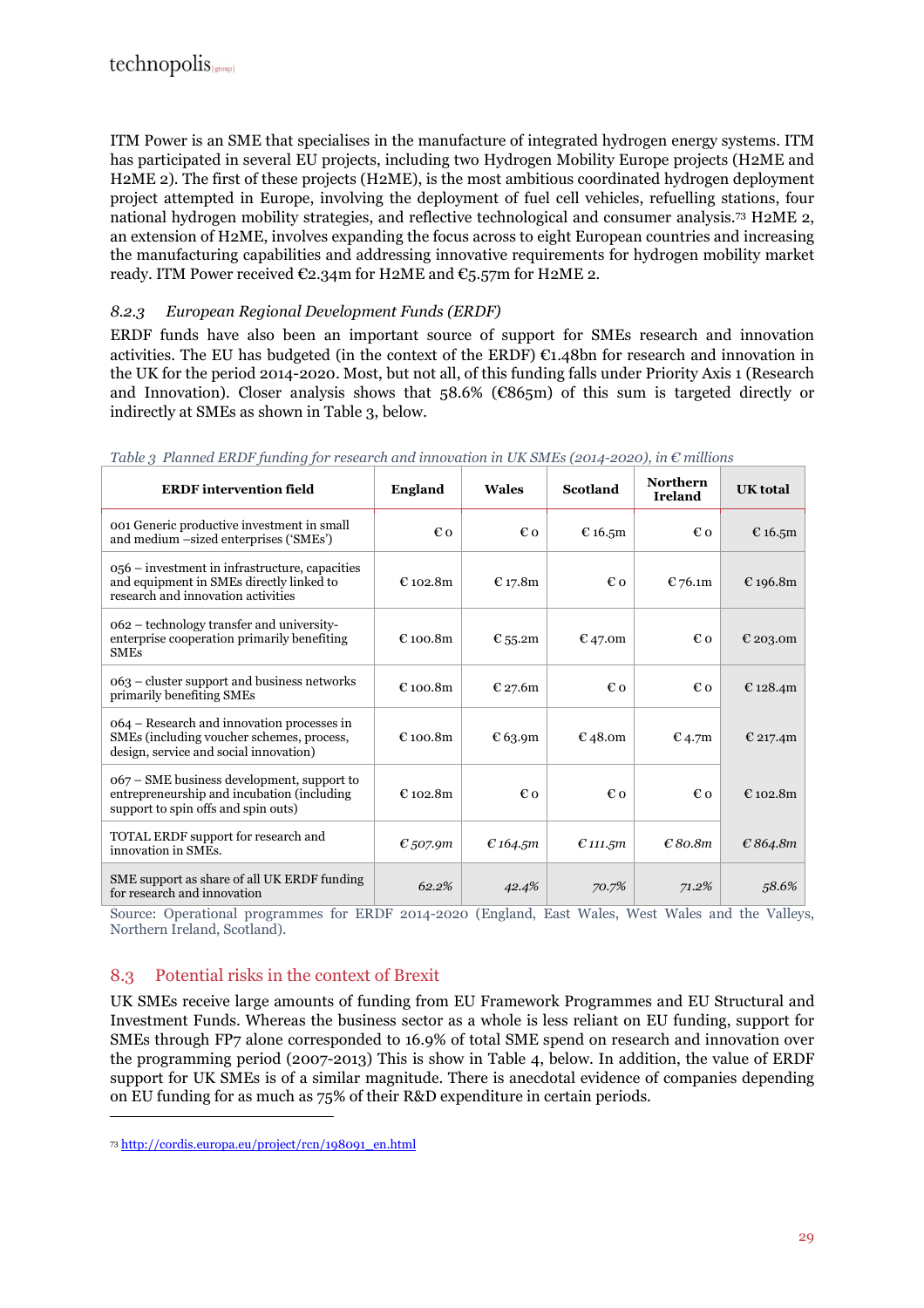ITM Power is an SME that specialises in the manufacture of integrated hydrogen energy systems. ITM has participated in several EU projects, including two Hydrogen Mobility Europe projects (H2ME and H2ME 2). The first of these projects (H2ME), is the most ambitious coordinated hydrogen deployment project attempted in Europe, involving the deployment of fuel cell vehicles, refuelling stations, four national hydrogen mobility strategies, and reflective technological and consumer analysis.[73] H2ME 2, an extension of H2ME, involves expanding the focus across to eight European countries and increasing the manufacturing capabilities and addressing innovative requirements for hydrogen mobility market ready. ITM Power received €2.34m for H2ME and €5.57m for H2ME 2.

### *8.2.3 European Regional Development Funds (ERDF)*

ERDF funds have also been an important source of support for SMEs research and innovation activities. The EU has budgeted (in the context of the ERDF) €1.48bn for research and innovation in the UK for the period 2014-2020. Most, but not all, of this funding falls under Priority Axis 1 (Research and Innovation). Closer analysis shows that 58.6% (€865m) of this sum is targeted directly or indirectly at SMEs as shown in Table 3, below.

*Table 3 Planned ERDF funding for research and innovation in UK SMEs (2014-2020), in € millions*

| ERDF intervention field | England | Wales | Scotland | Northern Ireland | UK total |
|---|---|---|---|---|---|
| 001 Generic productive investment in small and medium –sized enterprises ('SMEs') | € 0 | € 0 | € 16.5m | € 0 | € 16.5m |
| 056 – investment in infrastructure, capacities and equipment in SMEs directly linked to research and innovation activities | € 102.8m | € 17.8m | € 0 | € 76.1m | € 196.8m |
| 062 – technology transfer and university-enterprise cooperation primarily benefiting SMEs | € 100.8m | € 55.2m | € 47.0m | € 0 | € 203.0m |
| 063 – cluster support and business networks primarily benefiting SMEs | € 100.8m | € 27.6m | € 0 | € 0 | € 128.4m |
| 064 – Research and innovation processes in SMEs (including voucher schemes, process, design, service and social innovation) | € 100.8m | € 63.9m | € 48.0m | € 4.7m | € 217.4m |
| 067 – SME business development, support to entrepreneurship and incubation (including support to spin offs and spin outs) | € 102.8m | € 0 | € 0 | € 0 | € 102.8m |
| TOTAL ERDF support for research and innovation in SMEs. | *€ 507.9m* | *€ 164.5m* | *€ 111.5m* | *€ 80.8m* | *€ 864.8m* |
| SME support as share of all UK ERDF funding for research and innovation | *62.2%* | *42.4%* | *70.7%* | *71.2%* | *58.6%* |

Source: Operational programmes for ERDF 2014-2020 (England, East Wales, West Wales and the Valleys, Northern Ireland, Scotland).

## 8.3 Potential risks in the context of Brexit

UK SMEs receive large amounts of funding from EU Framework Programmes and EU Structural and Investment Funds. Whereas the business sector as a whole is less reliant on EU funding, support for SMEs through FP7 alone corresponded to 16.9% of total SME spend on research and innovation over the programming period (2007-2013) This is show in Table 4, below. In addition, the value of ERDF support for UK SMEs is of a similar magnitude. There is anecdotal evidence of companies depending on EU funding for as much as 75% of their R&D expenditure in certain periods.

[73] http://cordis.europa.eu/project/rcn/198091_en.html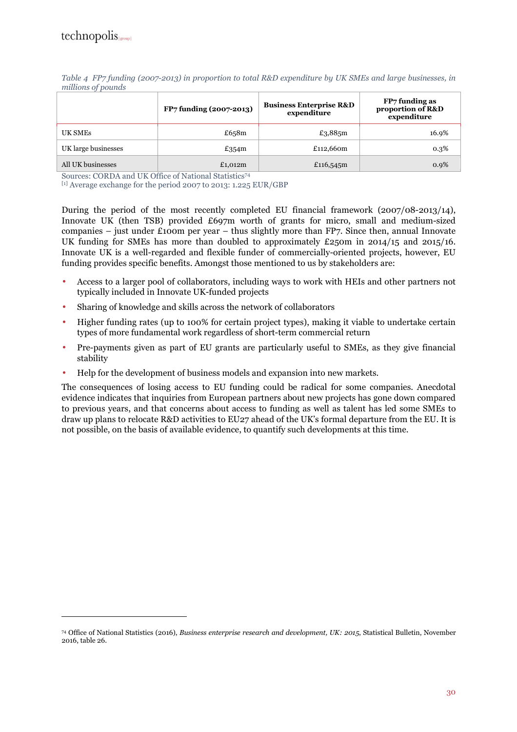*Table 4 FP7 funding (2007-2013) in proportion to total R&D expenditure by UK SMEs and large businesses, in millions of pounds*

| | FP7 funding (2007-2013) | Business Enterprise R&D expenditure | FP7 funding as proportion of R&D expenditure |
|---|---|---|---|
| UK SMEs | £658m | £3,885m | 16.9% |
| UK large businesses | £354m | £112,660m | 0.3% |
| All UK businesses | £1,012m | £116,545m | 0.9% |

Sources: CORDA and UK Office of National Statistics[74]
[1] Average exchange for the period 2007 to 2013: 1.225 EUR/GBP

During the period of the most recently completed EU financial framework (2007/08-2013/14), Innovate UK (then TSB) provided £697m worth of grants for micro, small and medium-sized companies – just under £100m per year – thus slightly more than FP7. Since then, annual Innovate UK funding for SMEs has more than doubled to approximately £250m in 2014/15 and 2015/16. Innovate UK is a well-regarded and flexible funder of commercially-oriented projects, however, EU funding provides specific benefits. Amongst those mentioned to us by stakeholders are:

- Access to a larger pool of collaborators, including ways to work with HEIs and other partners not typically included in Innovate UK-funded projects
- Sharing of knowledge and skills across the network of collaborators
- Higher funding rates (up to 100% for certain project types), making it viable to undertake certain types of more fundamental work regardless of short-term commercial return
- Pre-payments given as part of EU grants are particularly useful to SMEs, as they give financial stability
- Help for the development of business models and expansion into new markets.

The consequences of losing access to EU funding could be radical for some companies. Anecdotal evidence indicates that inquiries from European partners about new projects has gone down compared to previous years, and that concerns about access to funding as well as talent has led some SMEs to draw up plans to relocate R&D activities to EU27 ahead of the UK's formal departure from the EU. It is not possible, on the basis of available evidence, to quantify such developments at this time.

[74] Office of National Statistics (2016), *Business enterprise research and development, UK: 2015*, Statistical Bulletin, November 2016, table 26.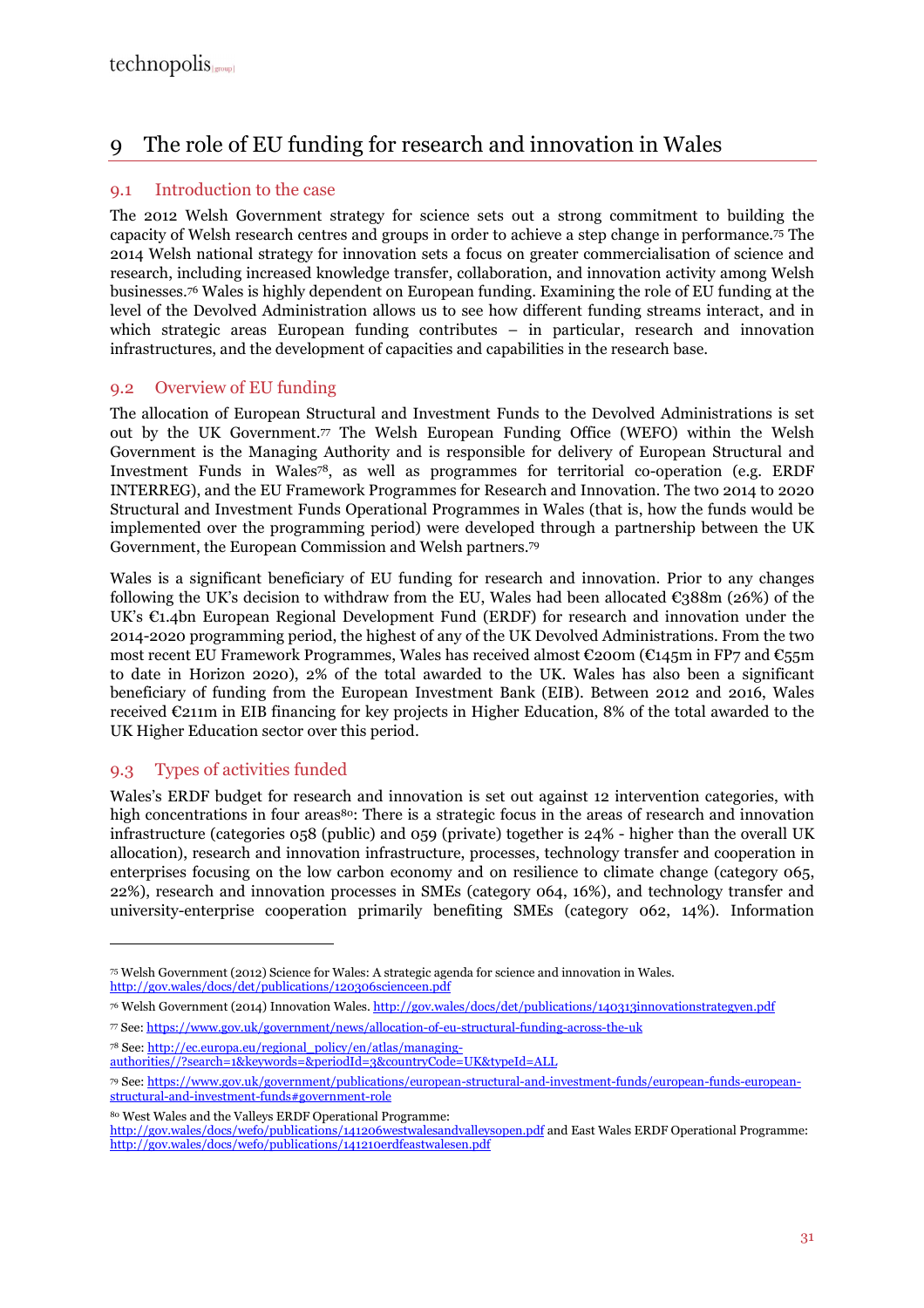# 9 The role of EU funding for research and innovation in Wales

## 9.1 Introduction to the case

The 2012 Welsh Government strategy for science sets out a strong commitment to building the capacity of Welsh research centres and groups in order to achieve a step change in performance.[75] The 2014 Welsh national strategy for innovation sets a focus on greater commercialisation of science and research, including increased knowledge transfer, collaboration, and innovation activity among Welsh businesses.[76] Wales is highly dependent on European funding. Examining the role of EU funding at the level of the Devolved Administration allows us to see how different funding streams interact, and in which strategic areas European funding contributes – in particular, research and innovation infrastructures, and the development of capacities and capabilities in the research base.

## 9.2 Overview of EU funding

The allocation of European Structural and Investment Funds to the Devolved Administrations is set out by the UK Government.[77] The Welsh European Funding Office (WEFO) within the Welsh Government is the Managing Authority and is responsible for delivery of European Structural and Investment Funds in Wales[78], as well as programmes for territorial co-operation (e.g. ERDF INTERREG), and the EU Framework Programmes for Research and Innovation. The two 2014 to 2020 Structural and Investment Funds Operational Programmes in Wales (that is, how the funds would be implemented over the programming period) were developed through a partnership between the UK Government, the European Commission and Welsh partners.[79]

Wales is a significant beneficiary of EU funding for research and innovation. Prior to any changes following the UK's decision to withdraw from the EU, Wales had been allocated €388m (26%) of the UK's €1.4bn European Regional Development Fund (ERDF) for research and innovation under the 2014-2020 programming period, the highest of any of the UK Devolved Administrations. From the two most recent EU Framework Programmes, Wales has received almost €200m (€145m in FP7 and €55m to date in Horizon 2020), 2% of the total awarded to the UK. Wales has also been a significant beneficiary of funding from the European Investment Bank (EIB). Between 2012 and 2016, Wales received €211m in EIB financing for key projects in Higher Education, 8% of the total awarded to the UK Higher Education sector over this period.

## 9.3 Types of activities funded

Wales's ERDF budget for research and innovation is set out against 12 intervention categories, with high concentrations in four areas[80]: There is a strategic focus in the areas of research and innovation infrastructure (categories 058 (public) and 059 (private) together is 24% - higher than the overall UK allocation), research and innovation infrastructure, processes, technology transfer and cooperation in enterprises focusing on the low carbon economy and on resilience to climate change (category 065, 22%), research and innovation processes in SMEs (category 064, 16%), and technology transfer and university-enterprise cooperation primarily benefiting SMEs (category 062, 14%). Information

---

[75] Welsh Government (2012) Science for Wales: A strategic agenda for science and innovation in Wales. http://gov.wales/docs/det/publications/120306scienceen.pdf

[76] Welsh Government (2014) Innovation Wales. http://gov.wales/docs/det/publications/140313innovationstrategyen.pdf

[77] See: https://www.gov.uk/government/news/allocation-of-eu-structural-funding-across-the-uk

[78] See: http://ec.europa.eu/regional_policy/en/atlas/managing-authorities//?search=1&keywords=&periodId=3&countryCode=UK&typeId=ALL

[79] See: https://www.gov.uk/government/publications/european-structural-and-investment-funds/european-funds-european-structural-and-investment-funds#government-role

[80] West Wales and the Valleys ERDF Operational Programme: http://gov.wales/docs/wefo/publications/141206westwalesandvalleysopen.pdf and East Wales ERDF Operational Programme: http://gov.wales/docs/wefo/publications/141210erdfeastwalesen.pdf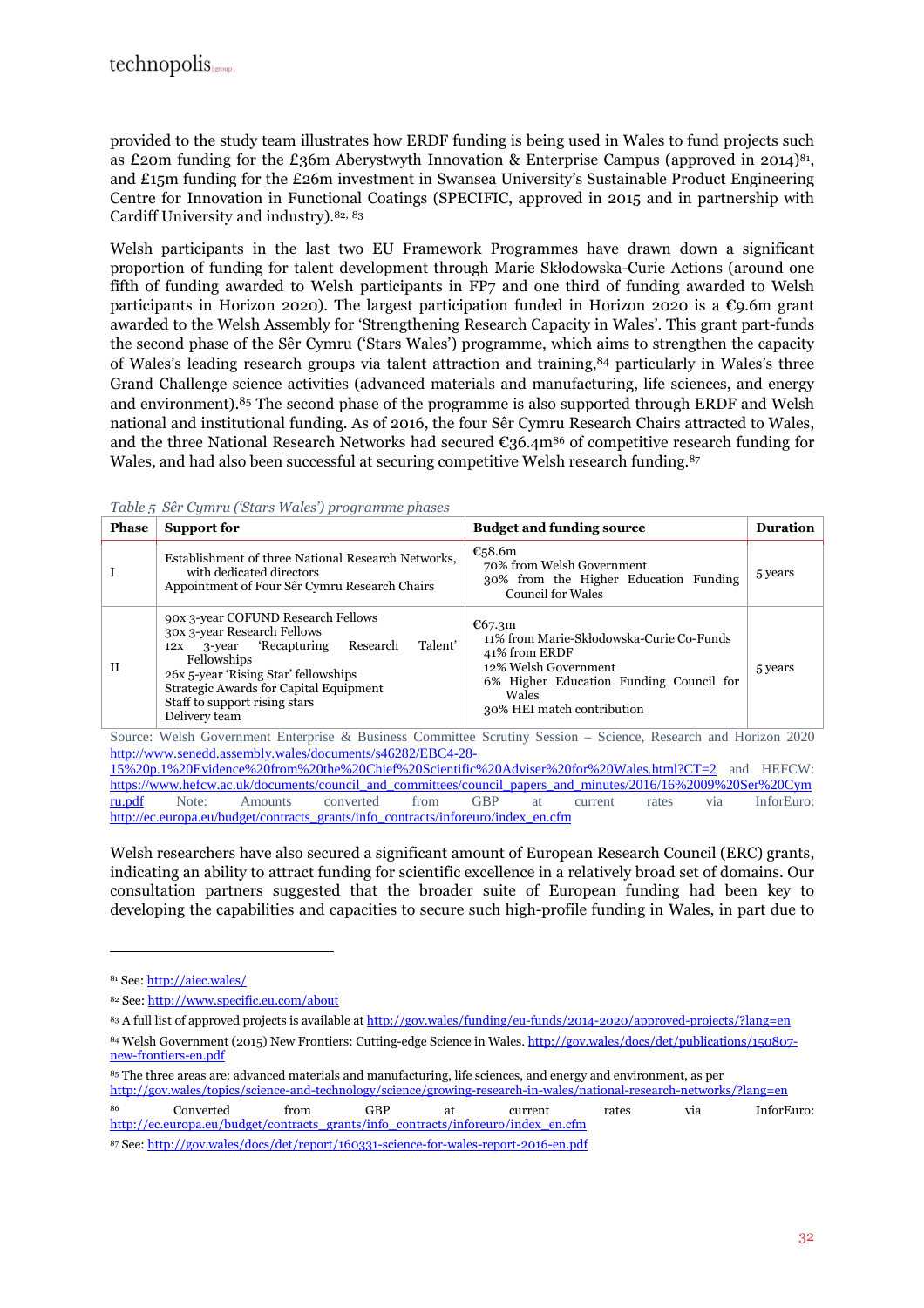provided to the study team illustrates how ERDF funding is being used in Wales to fund projects such as £20m funding for the £36m Aberystwyth Innovation & Enterprise Campus (approved in 2014)[81], and £15m funding for the £26m investment in Swansea University's Sustainable Product Engineering Centre for Innovation in Functional Coatings (SPECIFIC, approved in 2015 and in partnership with Cardiff University and industry).[82, 83]

Welsh participants in the last two EU Framework Programmes have drawn down a significant proportion of funding for talent development through Marie Skłodowska-Curie Actions (around one fifth of funding awarded to Welsh participants in FP7 and one third of funding awarded to Welsh participants in Horizon 2020). The largest participation funded in Horizon 2020 is a €9.6m grant awarded to the Welsh Assembly for 'Strengthening Research Capacity in Wales'. This grant part-funds the second phase of the Sêr Cymru ('Stars Wales') programme, which aims to strengthen the capacity of Wales's leading research groups via talent attraction and training,[84] particularly in Wales's three Grand Challenge science activities (advanced materials and manufacturing, life sciences, and energy and environment).[85] The second phase of the programme is also supported through ERDF and Welsh national and institutional funding. As of 2016, the four Sêr Cymru Research Chairs attracted to Wales, and the three National Research Networks had secured €36.4m[86] of competitive research funding for Wales, and had also been successful at securing competitive Welsh research funding.[87]

*Table 5 Sêr Cymru ('Stars Wales') programme phases*

| Phase | Support for | Budget and funding source | Duration |
|---|---|---|---|
| I | Establishment of three National Research Networks, with dedicated directors<br>Appointment of Four Sêr Cymru Research Chairs | €58.6m<br>70% from Welsh Government<br>30% from the Higher Education Funding Council for Wales | 5 years |
| II | 90x 3-year COFUND Research Fellows<br>30x 3-year Research Fellows<br>12x 3-year 'Recapturing Research Talent' Fellowships<br>26x 5-year 'Rising Star' fellowships<br>Strategic Awards for Capital Equipment<br>Staff to support rising stars<br>Delivery team | €67.3m<br>11% from Marie-Skłodowska-Curie Co-Funds<br>41% from ERDF<br>12% Welsh Government<br>6% Higher Education Funding Council for Wales<br>30% HEI match contribution | 5 years |

Source: Welsh Government Enterprise & Business Committee Scrutiny Session – Science, Research and Horizon 2020 http://www.senedd.assembly.wales/documents/s46282/EBC4-28-15%20p.1%20Evidence%20from%20the%20Chief%20Scientific%20Adviser%20for%20Wales.html?CT=2 and HEFCW: https://www.hefcw.ac.uk/documents/council_and_committees/council_papers_and_minutes/2016/16%2009%20Ser%20Cymru.pdf Note: Amounts converted from GBP at current rates via InforEuro: http://ec.europa.eu/budget/contracts_grants/info_contracts/inforeuro/index_en.cfm

Welsh researchers have also secured a significant amount of European Research Council (ERC) grants, indicating an ability to attract funding for scientific excellence in a relatively broad set of domains. Our consultation partners suggested that the broader suite of European funding had been key to developing the capabilities and capacities to secure such high-profile funding in Wales, in part due to

---

[81] See: http://aiec.wales/

[82] See: http://www.specific.eu.com/about

[83] A full list of approved projects is available at http://gov.wales/funding/eu-funds/2014-2020/approved-projects/?lang=en

[84] Welsh Government (2015) New Frontiers: Cutting-edge Science in Wales. http://gov.wales/docs/det/publications/150807-new-frontiers-en.pdf

[85] The three areas are: advanced materials and manufacturing, life sciences, and energy and environment, as per http://gov.wales/topics/science-and-technology/science/growing-research-in-wales/national-research-networks/?lang=en

[86] Converted from GBP at current rates via InforEuro: http://ec.europa.eu/budget/contracts_grants/info_contracts/inforeuro/index_en.cfm

[87] See: http://gov.wales/docs/det/report/160331-science-for-wales-report-2016-en.pdf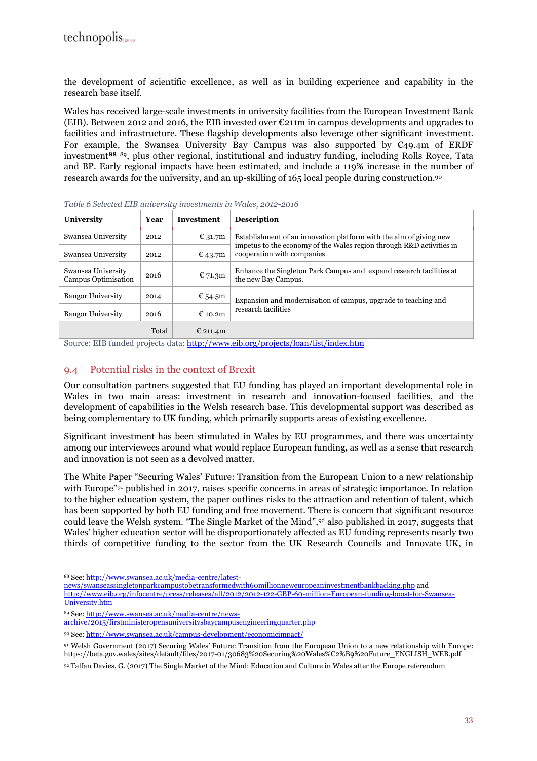the development of scientific excellence, as well as in building experience and capability in the research base itself.

Wales has received large-scale investments in university facilities from the European Investment Bank (EIB). Between 2012 and 2016, the EIB invested over €211m in campus developments and upgrades to facilities and infrastructure. These flagship developments also leverage other significant investment. For example, the Swansea University Bay Campus was also supported by €49.4m of ERDF investment[88] [89], plus other regional, institutional and industry funding, including Rolls Royce, Tata and BP. Early regional impacts have been estimated, and include a 119% increase in the number of research awards for the university, and an up-skilling of 165 local people during construction.[90]

*Table 6 Selected EIB university investments in Wales, 2012-2016*

| University | Year | Investment | Description |
|---|---|---|---|
| Swansea University | 2012 | € 31.7m | Establishment of an innovation platform with the aim of giving new impetus to the economy of the Wales region through R&D activities in cooperation with companies |
| Swansea University | 2012 | € 43.7m | |
| Swansea University Campus Optimisation | 2016 | € 71.3m | Enhance the Singleton Park Campus and expand research facilities at the new Bay Campus. |
| Bangor University | 2014 | € 54.5m | Expansion and modernisation of campus, upgrade to teaching and research facilities |
| Bangor University | 2016 | € 10.2m | |
| | Total | € 211.4m | |

Source: EIB funded projects data: http://www.eib.org/projects/loan/list/index.htm

## 9.4 Potential risks in the context of Brexit

Our consultation partners suggested that EU funding has played an important developmental role in Wales in two main areas: investment in research and innovation-focused facilities, and the development of capabilities in the Welsh research base. This developmental support was described as being complementary to UK funding, which primarily supports areas of existing excellence.

Significant investment has been stimulated in Wales by EU programmes, and there was uncertainty among our interviewees around what would replace European funding, as well as a sense that research and innovation is not seen as a devolved matter.

The White Paper "Securing Wales' Future: Transition from the European Union to a new relationship with Europe"[91] published in 2017, raises specific concerns in areas of strategic importance. In relation to the higher education system, the paper outlines risks to the attraction and retention of talent, which has been supported by both EU funding and free movement. There is concern that significant resource could leave the Welsh system. "The Single Market of the Mind",[92] also published in 2017, suggests that Wales' higher education sector will be disproportionately affected as EU funding represents nearly two thirds of competitive funding to the sector from the UK Research Councils and Innovate UK, in

---

[88] See: http://www.swansea.ac.uk/media-centre/latest-news/swanseassingletonparkcampustobetransformedwith60millionneweuropeaninvestmentbankbacking.php and http://www.eib.org/infocentre/press/releases/all/2012/2012-122-GBP-60-million-European-funding-boost-for-Swansea-University.htm

[89] See: http://www.swansea.ac.uk/media-centre/news-archive/2015/firstministeropensuniversitysbaycampusengineeringquarter.php

[90] See: http://www.swansea.ac.uk/campus-development/economicimpact/

[91] Welsh Government (2017) Securing Wales' Future: Transition from the European Union to a new relationship with Europe: https://beta.gov.wales/sites/default/files/2017-01/30683%20Securing%20Wales%C2%B9%20Future_ENGLISH_WEB.pdf

[92] Talfan Davies, G. (2017) The Single Market of the Mind: Education and Culture in Wales after the Europe referendum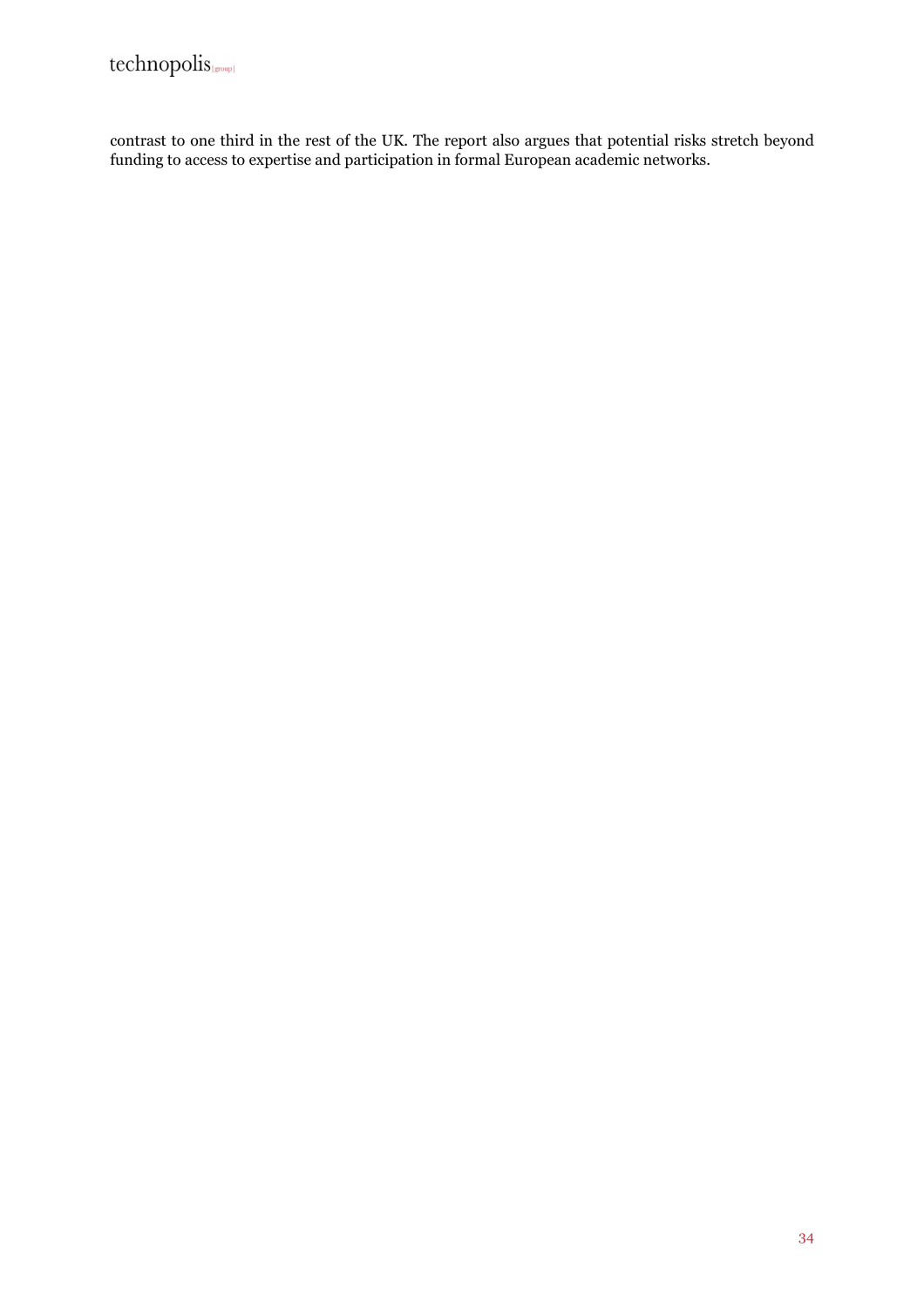contrast to one third in the rest of the UK. The report also argues that potential risks stretch beyond funding to access to expertise and participation in formal European academic networks.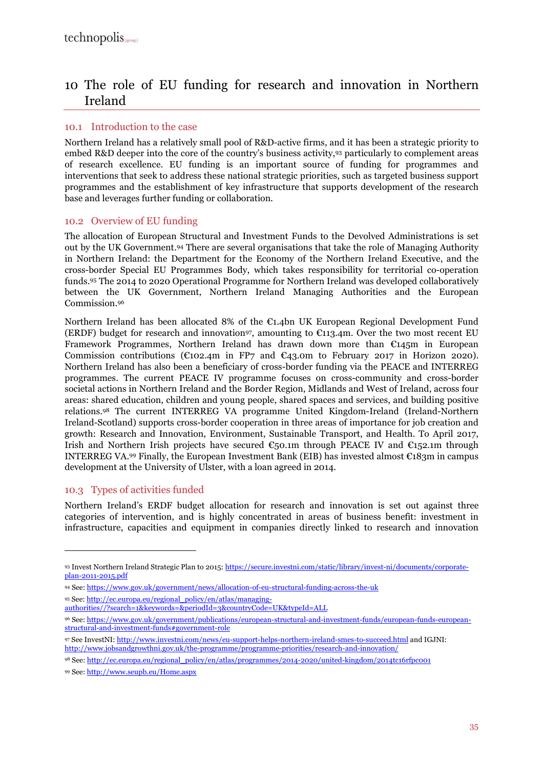# 10 The role of EU funding for research and innovation in Northern Ireland

## 10.1 Introduction to the case

Northern Ireland has a relatively small pool of R&D-active firms, and it has been a strategic priority to embed R&D deeper into the core of the country's business activity,[93] particularly to complement areas of research excellence. EU funding is an important source of funding for programmes and interventions that seek to address these national strategic priorities, such as targeted business support programmes and the establishment of key infrastructure that supports development of the research base and leverages further funding or collaboration.

## 10.2 Overview of EU funding

The allocation of European Structural and Investment Funds to the Devolved Administrations is set out by the UK Government.[94] There are several organisations that take the role of Managing Authority in Northern Ireland: the Department for the Economy of the Northern Ireland Executive, and the cross-border Special EU Programmes Body, which takes responsibility for territorial co-operation funds.[95] The 2014 to 2020 Operational Programme for Northern Ireland was developed collaboratively between the UK Government, Northern Ireland Managing Authorities and the European Commission.[96]

Northern Ireland has been allocated 8% of the €1.4bn UK European Regional Development Fund (ERDF) budget for research and innovation[97], amounting to €113.4m. Over the two most recent EU Framework Programmes, Northern Ireland has drawn down more than €145m in European Commission contributions (€102.4m in FP7 and €43.0m to February 2017 in Horizon 2020). Northern Ireland has also been a beneficiary of cross-border funding via the PEACE and INTERREG programmes. The current PEACE IV programme focuses on cross-community and cross-border societal actions in Northern Ireland and the Border Region, Midlands and West of Ireland, across four areas: shared education, children and young people, shared spaces and services, and building positive relations.[98] The current INTERREG VA programme United Kingdom-Ireland (Ireland-Northern Ireland-Scotland) supports cross-border cooperation in three areas of importance for job creation and growth: Research and Innovation, Environment, Sustainable Transport, and Health. To April 2017, Irish and Northern Irish projects have secured €50.1m through PEACE IV and €152.1m through INTERREG VA.[99] Finally, the European Investment Bank (EIB) has invested almost €183m in campus development at the University of Ulster, with a loan agreed in 2014.

## 10.3 Types of activities funded

Northern Ireland's ERDF budget allocation for research and innovation is set out against three categories of intervention, and is highly concentrated in areas of business benefit: investment in infrastructure, capacities and equipment in companies directly linked to research and innovation

---

[93] Invest Northern Ireland Strategic Plan to 2015: https://secure.investni.com/static/library/invest-ni/documents/corporate-plan-2011-2015.pdf

[94] See: https://www.gov.uk/government/news/allocation-of-eu-structural-funding-across-the-uk

[95] See: http://ec.europa.eu/regional_policy/en/atlas/managing-authorities//?search=1&keywords=&periodId=3&countryCode=UK&typeId=ALL

[96] See: https://www.gov.uk/government/publications/european-structural-and-investment-funds/european-funds-european-structural-and-investment-funds#government-role

[97] See InvestNI: http://www.investni.com/news/eu-support-helps-northern-ireland-smes-to-succeed.html and IGJNI: http://www.jobsandgrowthni.gov.uk/the-programme/programme-priorities/research-and-innovation/

[98] See: http://ec.europa.eu/regional_policy/en/atlas/programmes/2014-2020/united-kingdom/2014tc16rfpc001

[99] See: http://www.seupb.eu/Home.aspx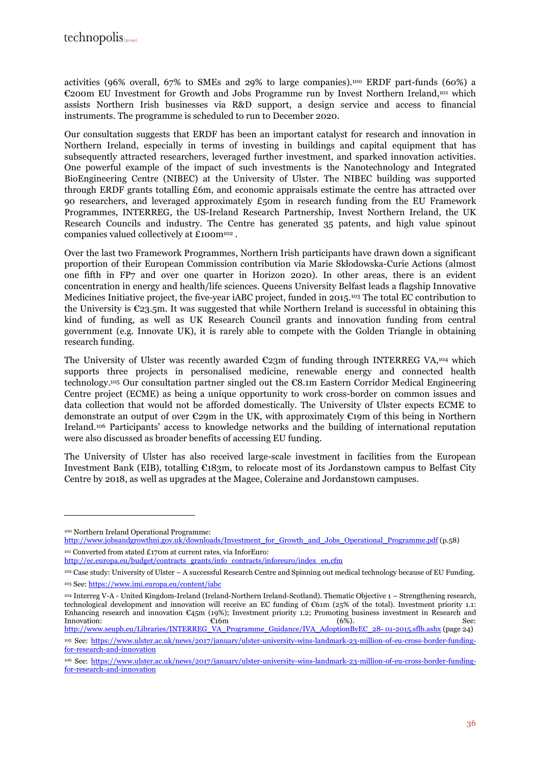activities (96% overall, 67% to SMEs and 29% to large companies).[100] ERDF part-funds (60%) a €200m EU Investment for Growth and Jobs Programme run by Invest Northern Ireland,[101] which assists Northern Irish businesses via R&D support, a design service and access to financial instruments. The programme is scheduled to run to December 2020.

Our consultation suggests that ERDF has been an important catalyst for research and innovation in Northern Ireland, especially in terms of investing in buildings and capital equipment that has subsequently attracted researchers, leveraged further investment, and sparked innovation activities. One powerful example of the impact of such investments is the Nanotechnology and Integrated BioEngineering Centre (NIBEC) at the University of Ulster. The NIBEC building was supported through ERDF grants totalling £6m, and economic appraisals estimate the centre has attracted over 90 researchers, and leveraged approximately £50m in research funding from the EU Framework Programmes, INTERREG, the US-Ireland Research Partnership, Invest Northern Ireland, the UK Research Councils and industry. The Centre has generated 35 patents, and high value spinout companies valued collectively at £100m[102] .

Over the last two Framework Programmes, Northern Irish participants have drawn down a significant proportion of their European Commission contribution via Marie Skłodowska-Curie Actions (almost one fifth in FP7 and over one quarter in Horizon 2020). In other areas, there is an evident concentration in energy and health/life sciences. Queens University Belfast leads a flagship Innovative Medicines Initiative project, the five-year iABC project, funded in 2015.[103] The total EC contribution to the University is €23.5m. It was suggested that while Northern Ireland is successful in obtaining this kind of funding, as well as UK Research Council grants and innovation funding from central government (e.g. Innovate UK), it is rarely able to compete with the Golden Triangle in obtaining research funding.

The University of Ulster was recently awarded €23m of funding through INTERREG VA,[104] which supports three projects in personalised medicine, renewable energy and connected health technology.[105] Our consultation partner singled out the €8.1m Eastern Corridor Medical Engineering Centre project (ECME) as being a unique opportunity to work cross-border on common issues and data collection that would not be afforded domestically. The University of Ulster expects ECME to demonstrate an output of over €29m in the UK, with approximately €19m of this being in Northern Ireland.[106] Participants' access to knowledge networks and the building of international reputation were also discussed as broader benefits of accessing EU funding.

The University of Ulster has also received large-scale investment in facilities from the European Investment Bank (EIB), totalling €183m, to relocate most of its Jordanstown campus to Belfast City Centre by 2018, as well as upgrades at the Magee, Coleraine and Jordanstown campuses.

---

[100] Northern Ireland Operational Programme: http://www.jobsandgrowthni.gov.uk/downloads/Investment_for_Growth_and_Jobs_Operational_Programme.pdf (p.58)

[101] Converted from stated £170m at current rates, via InforEuro: http://ec.europa.eu/budget/contracts_grants/info_contracts/inforeuro/index_en.cfm

[102] Case study: University of Ulster – A successful Research Centre and Spinning out medical technology because of EU Funding.

[103] See: https://www.imi.europa.eu/content/iabc

[104] Interreg V-A - United Kingdom-Ireland (Ireland-Northern Ireland-Scotland). Thematic Objective 1 – Strengthening research, technological development and innovation will receive an EC funding of €61m (25% of the total). Investment priority 1.1: Enhancing research and innovation €45m (19%); Investment priority 1.2; Promoting business investment in Research and Innovation: €16m (6%). See: http://www.seupb.eu/Libraries/INTERREG_VA_Programme_Guidance/IVA_AdoptionByEC_28- 01-2015.sflb.ashx (page 24)

[105] See: https://www.ulster.ac.uk/news/2017/january/ulster-university-wins-landmark-23-million-of-eu-cross-border-funding-for-research-and-innovation

[106] See: https://www.ulster.ac.uk/news/2017/january/ulster-university-wins-landmark-23-million-of-eu-cross-border-funding-for-research-and-innovation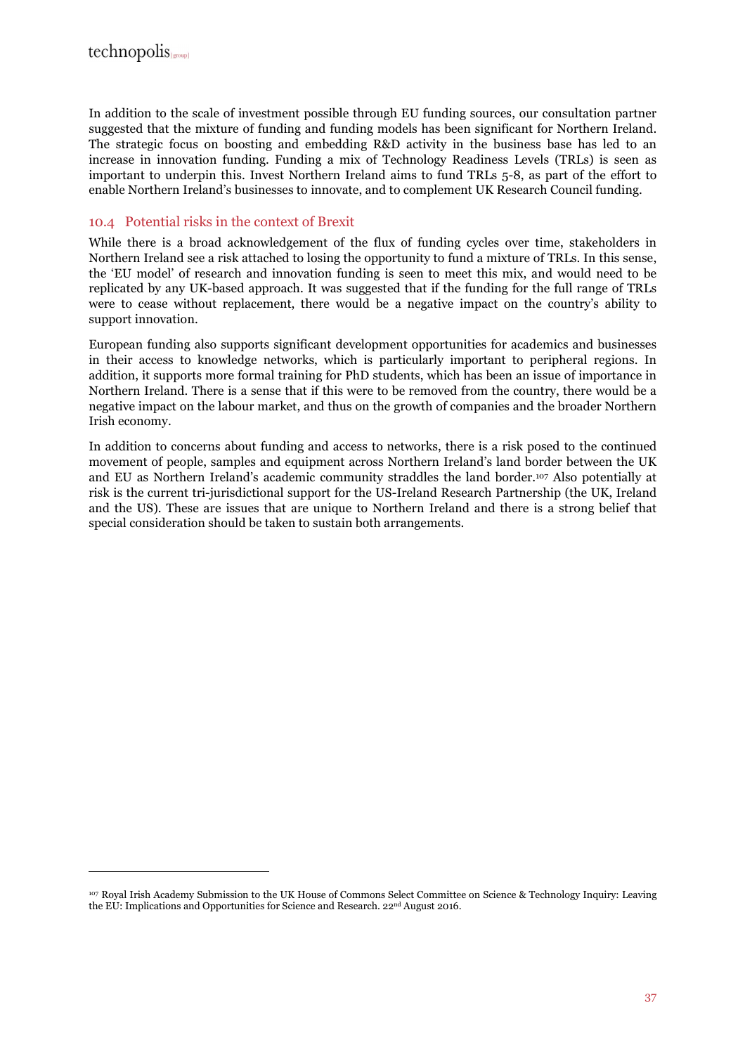In addition to the scale of investment possible through EU funding sources, our consultation partner suggested that the mixture of funding and funding models has been significant for Northern Ireland. The strategic focus on boosting and embedding R&D activity in the business base has led to an increase in innovation funding. Funding a mix of Technology Readiness Levels (TRLs) is seen as important to underpin this. Invest Northern Ireland aims to fund TRLs 5-8, as part of the effort to enable Northern Ireland's businesses to innovate, and to complement UK Research Council funding.

## 10.4 Potential risks in the context of Brexit

While there is a broad acknowledgement of the flux of funding cycles over time, stakeholders in Northern Ireland see a risk attached to losing the opportunity to fund a mixture of TRLs. In this sense, the 'EU model' of research and innovation funding is seen to meet this mix, and would need to be replicated by any UK-based approach. It was suggested that if the funding for the full range of TRLs were to cease without replacement, there would be a negative impact on the country's ability to support innovation.

European funding also supports significant development opportunities for academics and businesses in their access to knowledge networks, which is particularly important to peripheral regions. In addition, it supports more formal training for PhD students, which has been an issue of importance in Northern Ireland. There is a sense that if this were to be removed from the country, there would be a negative impact on the labour market, and thus on the growth of companies and the broader Northern Irish economy.

In addition to concerns about funding and access to networks, there is a risk posed to the continued movement of people, samples and equipment across Northern Ireland's land border between the UK and EU as Northern Ireland's academic community straddles the land border.[107] Also potentially at risk is the current tri-jurisdictional support for the US-Ireland Research Partnership (the UK, Ireland and the US). These are issues that are unique to Northern Ireland and there is a strong belief that special consideration should be taken to sustain both arrangements.

---

[107] Royal Irish Academy Submission to the UK House of Commons Select Committee on Science & Technology Inquiry: Leaving the EU: Implications and Opportunities for Science and Research. 22nd August 2016.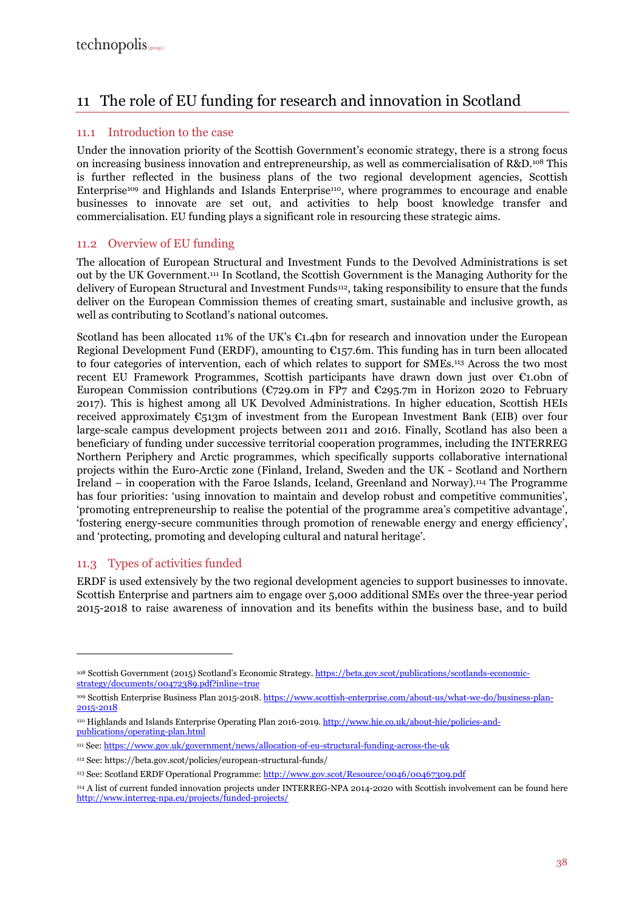# 11 The role of EU funding for research and innovation in Scotland

## 11.1 Introduction to the case

Under the innovation priority of the Scottish Government's economic strategy, there is a strong focus on increasing business innovation and entrepreneurship, as well as commercialisation of R&D.[108] This is further reflected in the business plans of the two regional development agencies, Scottish Enterprise[109] and Highlands and Islands Enterprise[110], where programmes to encourage and enable businesses to innovate are set out, and activities to help boost knowledge transfer and commercialisation. EU funding plays a significant role in resourcing these strategic aims.

## 11.2 Overview of EU funding

The allocation of European Structural and Investment Funds to the Devolved Administrations is set out by the UK Government.[111] In Scotland, the Scottish Government is the Managing Authority for the delivery of European Structural and Investment Funds[112], taking responsibility to ensure that the funds deliver on the European Commission themes of creating smart, sustainable and inclusive growth, as well as contributing to Scotland's national outcomes.

Scotland has been allocated 11% of the UK's €1.4bn for research and innovation under the European Regional Development Fund (ERDF), amounting to €157.6m. This funding has in turn been allocated to four categories of intervention, each of which relates to support for SMEs.[113] Across the two most recent EU Framework Programmes, Scottish participants have drawn down just over €1.0bn of European Commission contributions (€729.0m in FP7 and €295.7m in Horizon 2020 to February 2017). This is highest among all UK Devolved Administrations. In higher education, Scottish HEIs received approximately €513m of investment from the European Investment Bank (EIB) over four large-scale campus development projects between 2011 and 2016. Finally, Scotland has also been a beneficiary of funding under successive territorial cooperation programmes, including the INTERREG Northern Periphery and Arctic programmes, which specifically supports collaborative international projects within the Euro-Arctic zone (Finland, Ireland, Sweden and the UK - Scotland and Northern Ireland – in cooperation with the Faroe Islands, Iceland, Greenland and Norway).[114] The Programme has four priorities: 'using innovation to maintain and develop robust and competitive communities', 'promoting entrepreneurship to realise the potential of the programme area's competitive advantage', 'fostering energy-secure communities through promotion of renewable energy and energy efficiency', and 'protecting, promoting and developing cultural and natural heritage'.

## 11.3 Types of activities funded

ERDF is used extensively by the two regional development agencies to support businesses to innovate. Scottish Enterprise and partners aim to engage over 5,000 additional SMEs over the three-year period 2015-2018 to raise awareness of innovation and its benefits within the business base, and to build

---

[108] Scottish Government (2015) Scotland's Economic Strategy. https://beta.gov.scot/publications/scotlands-economic-strategy/documents/00472389.pdf?inline=true

[109] Scottish Enterprise Business Plan 2015-2018. https://www.scottish-enterprise.com/about-us/what-we-do/business-plan-2015-2018

[110] Highlands and Islands Enterprise Operating Plan 2016-2019. http://www.hie.co.uk/about-hie/policies-and-publications/operating-plan.html

[111] See: https://www.gov.uk/government/news/allocation-of-eu-structural-funding-across-the-uk

[112] See: https://beta.gov.scot/policies/european-structural-funds/

[113] See: Scotland ERDF Operational Programme: http://www.gov.scot/Resource/0046/00467309.pdf

[114] A list of current funded innovation projects under INTERREG-NPA 2014-2020 with Scottish involvement can be found here http://www.interreg-npa.eu/projects/funded-projects/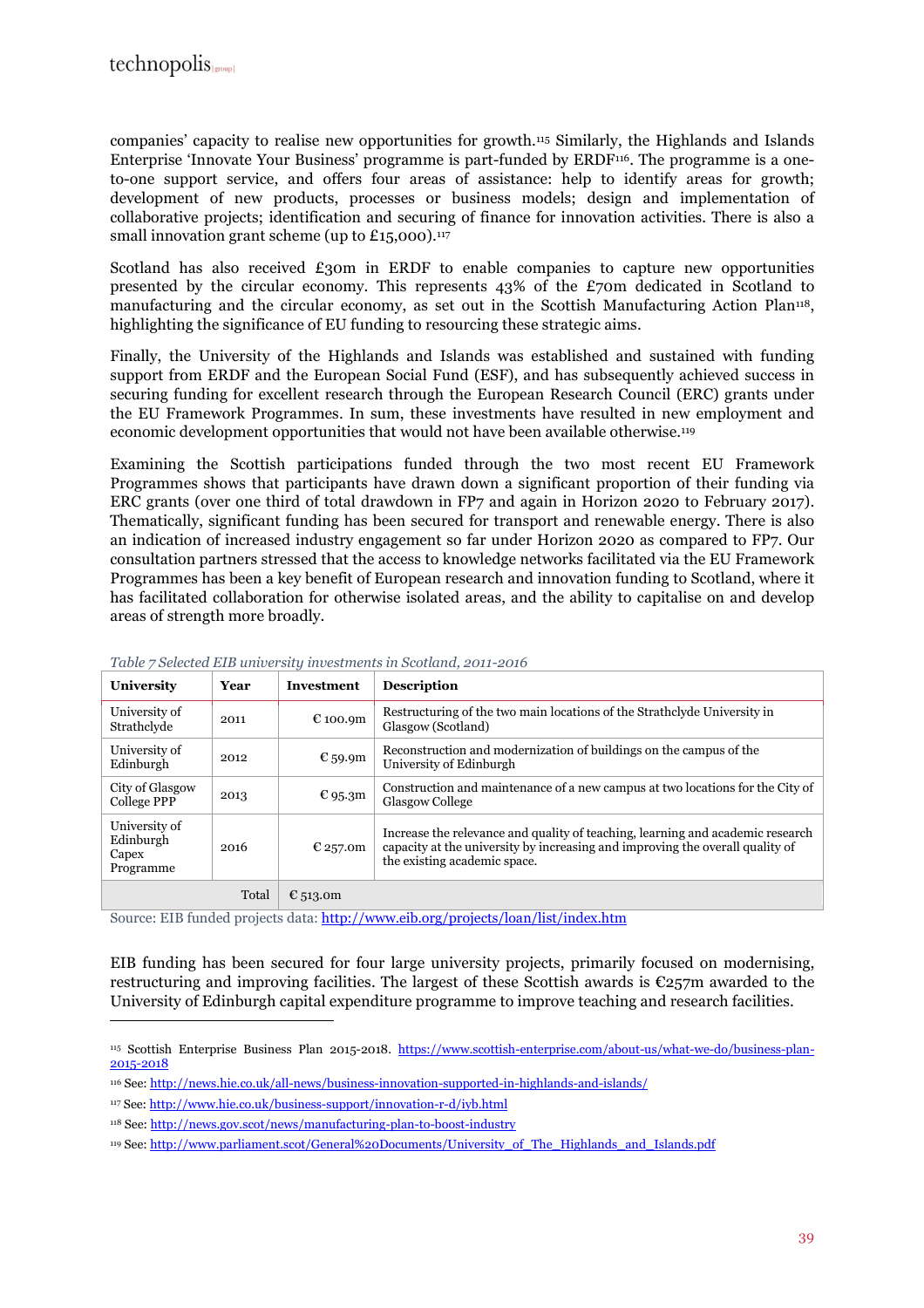companies' capacity to realise new opportunities for growth.[115] Similarly, the Highlands and Islands Enterprise 'Innovate Your Business' programme is part-funded by ERDF[116]. The programme is a one-to-one support service, and offers four areas of assistance: help to identify areas for growth; development of new products, processes or business models; design and implementation of collaborative projects; identification and securing of finance for innovation activities. There is also a small innovation grant scheme (up to £15,000).[117]

Scotland has also received £30m in ERDF to enable companies to capture new opportunities presented by the circular economy. This represents 43% of the £70m dedicated in Scotland to manufacturing and the circular economy, as set out in the Scottish Manufacturing Action Plan[118], highlighting the significance of EU funding to resourcing these strategic aims.

Finally, the University of the Highlands and Islands was established and sustained with funding support from ERDF and the European Social Fund (ESF), and has subsequently achieved success in securing funding for excellent research through the European Research Council (ERC) grants under the EU Framework Programmes. In sum, these investments have resulted in new employment and economic development opportunities that would not have been available otherwise.[119]

Examining the Scottish participations funded through the two most recent EU Framework Programmes shows that participants have drawn down a significant proportion of their funding via ERC grants (over one third of total drawdown in FP7 and again in Horizon 2020 to February 2017). Thematically, significant funding has been secured for transport and renewable energy. There is also an indication of increased industry engagement so far under Horizon 2020 as compared to FP7. Our consultation partners stressed that the access to knowledge networks facilitated via the EU Framework Programmes has been a key benefit of European research and innovation funding to Scotland, where it has facilitated collaboration for otherwise isolated areas, and the ability to capitalise on and develop areas of strength more broadly.

*Table 7 Selected EIB university investments in Scotland, 2011-2016*

| University | Year | Investment | Description |
|---|---|---|---|
| University of Strathclyde | 2011 | € 100.9m | Restructuring of the two main locations of the Strathclyde University in Glasgow (Scotland) |
| University of Edinburgh | 2012 | € 59.9m | Reconstruction and modernization of buildings on the campus of the University of Edinburgh |
| City of Glasgow College PPP | 2013 | € 95.3m | Construction and maintenance of a new campus at two locations for the City of Glasgow College |
| University of Edinburgh Capex Programme | 2016 | € 257.0m | Increase the relevance and quality of teaching, learning and academic research capacity at the university by increasing and improving the overall quality of the existing academic space. |
| | Total | € 513.0m | |

Source: EIB funded projects data: http://www.eib.org/projects/loan/list/index.htm

EIB funding has been secured for four large university projects, primarily focused on modernising, restructuring and improving facilities. The largest of these Scottish awards is €257m awarded to the University of Edinburgh capital expenditure programme to improve teaching and research facilities.

[115] Scottish Enterprise Business Plan 2015-2018. https://www.scottish-enterprise.com/about-us/what-we-do/business-plan-2015-2018

[116] See: http://news.hie.co.uk/all-news/business-innovation-supported-in-highlands-and-islands/

[117] See: http://www.hie.co.uk/business-support/innovation-r-d/iyb.html

[118] See: http://news.gov.scot/news/manufacturing-plan-to-boost-industry

[119] See: http://www.parliament.scot/General%20Documents/University_of_The_Highlands_and_Islands.pdf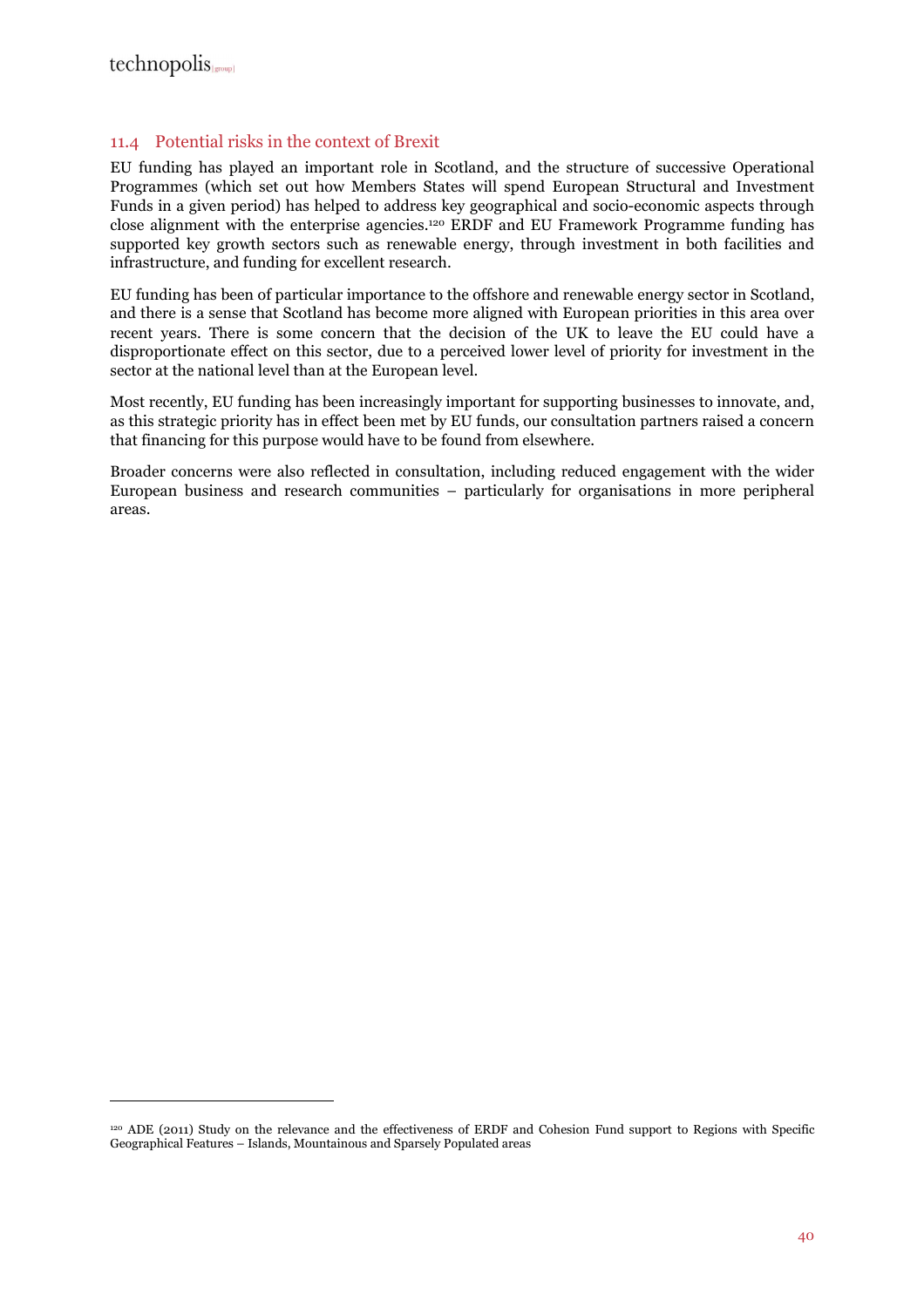## 11.4 Potential risks in the context of Brexit

EU funding has played an important role in Scotland, and the structure of successive Operational Programmes (which set out how Members States will spend European Structural and Investment Funds in a given period) has helped to address key geographical and socio-economic aspects through close alignment with the enterprise agencies.[120] ERDF and EU Framework Programme funding has supported key growth sectors such as renewable energy, through investment in both facilities and infrastructure, and funding for excellent research.

EU funding has been of particular importance to the offshore and renewable energy sector in Scotland, and there is a sense that Scotland has become more aligned with European priorities in this area over recent years. There is some concern that the decision of the UK to leave the EU could have a disproportionate effect on this sector, due to a perceived lower level of priority for investment in the sector at the national level than at the European level.

Most recently, EU funding has been increasingly important for supporting businesses to innovate, and, as this strategic priority has in effect been met by EU funds, our consultation partners raised a concern that financing for this purpose would have to be found from elsewhere.

Broader concerns were also reflected in consultation, including reduced engagement with the wider European business and research communities – particularly for organisations in more peripheral areas.

[120] ADE (2011) Study on the relevance and the effectiveness of ERDF and Cohesion Fund support to Regions with Specific Geographical Features – Islands, Mountainous and Sparsely Populated areas